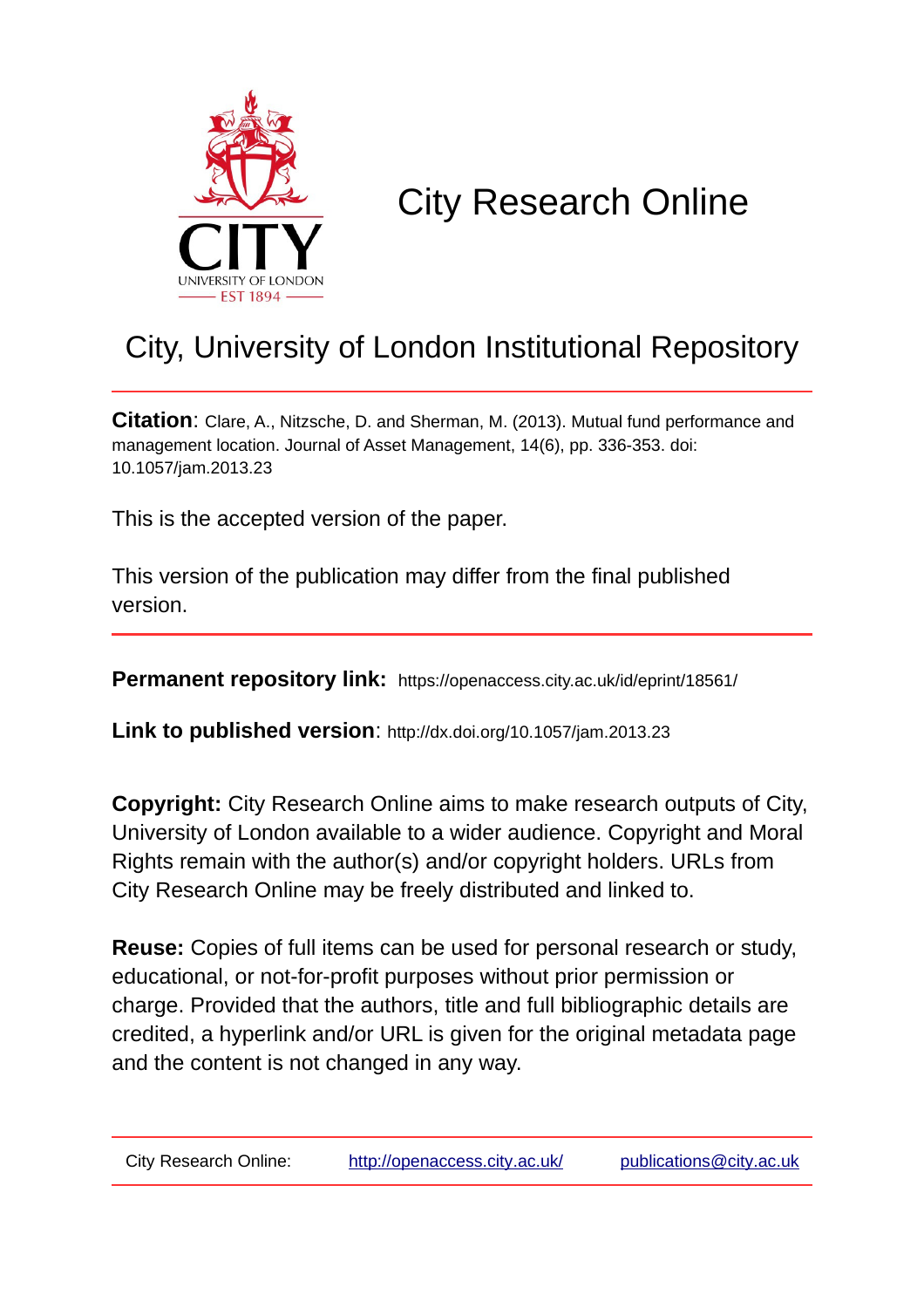# City Research Online

## City, University of London Institutional Repository

**Citation**: Clare, A., Nitzsche, D. and Sherman, M. (2013). Mutual fund performance and management location. Journal of Asset Management, 14(6), pp. 336-353. doi: 10.1057/jam.2013.23

This is the accepted version of the paper.

This version of the publication may differ from the final published version.

**Permanent repository link:** https://openaccess.city.ac.uk/id/eprint/18561/

**Link to published version**: http://dx.doi.org/10.1057/jam.2013.23

**Copyright:** City Research Online aims to make research outputs of City, University of London available to a wider audience. Copyright and Moral Rights remain with the author(s) and/or copyright holders. URLs from City Research Online may be freely distributed and linked to.

**Reuse:** Copies of full items can be used for personal research or study, educational, or not-for-profit purposes without prior permission or charge. Provided that the authors, title and full bibliographic details are credited, a hyperlink and/or URL is given for the original metadata page and the content is not changed in any way.

City Research Online: http://openaccess.city.ac.uk/ publications@city.ac.uk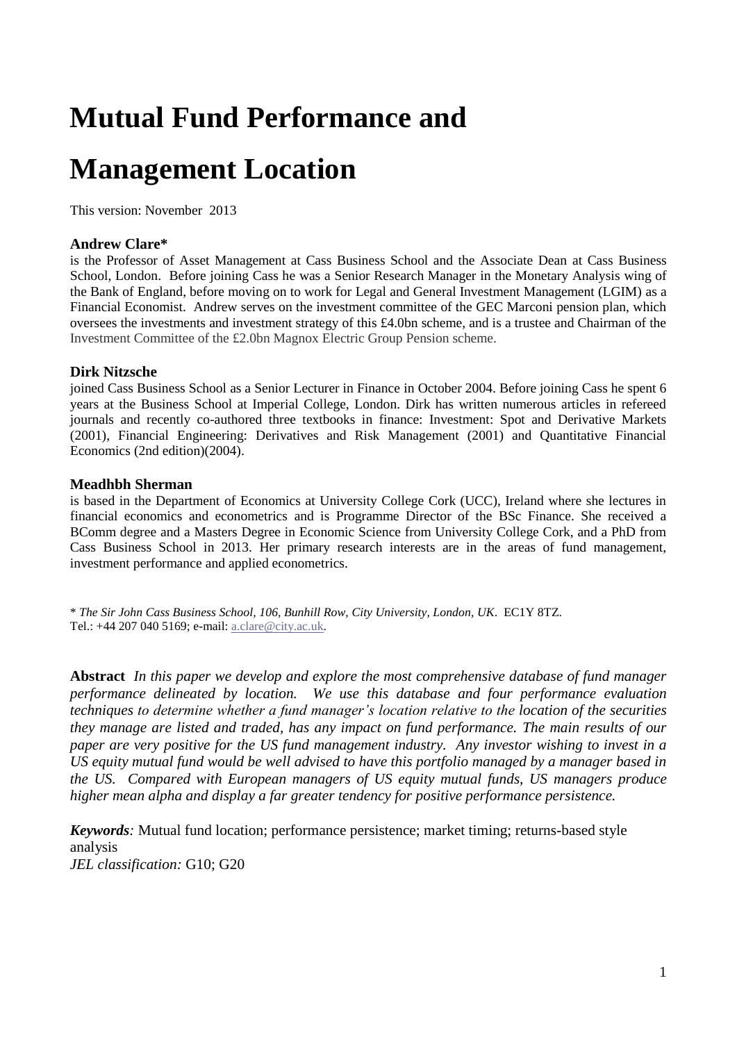# Mutual Fund Performance and Management Location

This version: November 2013

**Andrew Clare***

is the Professor of Asset Management at Cass Business School and the Associate Dean at Cass Business School, London. Before joining Cass he was a Senior Research Manager in the Monetary Analysis wing of the Bank of England, before moving on to work for Legal and General Investment Management (LGIM) as a Financial Economist. Andrew serves on the investment committee of the GEC Marconi pension plan, which oversees the investments and investment strategy of this £4.0bn scheme, and is a trustee and Chairman of the Investment Committee of the £2.0bn Magnox Electric Group Pension scheme.

**Dirk Nitzsche**

joined Cass Business School as a Senior Lecturer in Finance in October 2004. Before joining Cass he spent 6 years at the Business School at Imperial College, London. Dirk has written numerous articles in refereed journals and recently co-authored three textbooks in finance: Investment: Spot and Derivative Markets (2001), Financial Engineering: Derivatives and Risk Management (2001) and Quantitative Financial Economics (2nd edition)(2004).

**Meadhbh Sherman**

is based in the Department of Economics at University College Cork (UCC), Ireland where she lectures in financial economics and econometrics and is Programme Director of the BSc Finance. She received a BComm degree and a Masters Degree in Economic Science from University College Cork, and a PhD from Cass Business School in 2013. Her primary research interests are in the areas of fund management, investment performance and applied econometrics.

\* *The Sir John Cass Business School, 106, Bunhill Row, City University, London, UK*. EC1Y 8TZ.
Tel.: +44 207 040 5169; e-mail: a.clare@city.ac.uk.

**Abstract** *In this paper we develop and explore the most comprehensive database of fund manager performance delineated by location. We use this database and four performance evaluation techniques to determine whether a fund manager's location relative to the location of the securities they manage are listed and traded, has any impact on fund performance. The main results of our paper are very positive for the US fund management industry. Any investor wishing to invest in a US equity mutual fund would be well advised to have this portfolio managed by a manager based in the US. Compared with European managers of US equity mutual funds, US managers produce higher mean alpha and display a far greater tendency for positive performance persistence.*

***Keywords**:* Mutual fund location; performance persistence; market timing; returns-based style analysis
*JEL classification:* G10; G20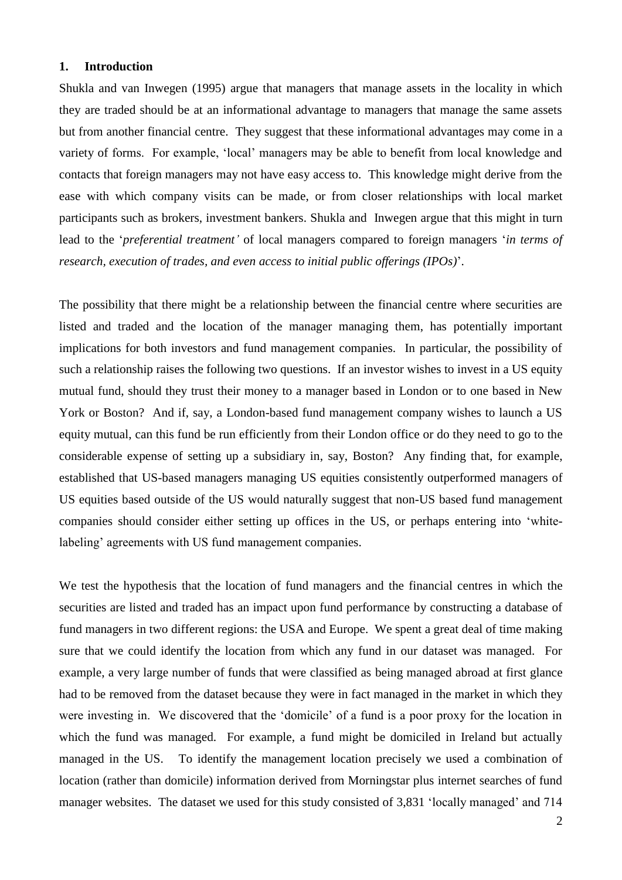## 1. Introduction

Shukla and van Inwegen (1995) argue that managers that manage assets in the locality in which they are traded should be at an informational advantage to managers that manage the same assets but from another financial centre. They suggest that these informational advantages may come in a variety of forms. For example, 'local' managers may be able to benefit from local knowledge and contacts that foreign managers may not have easy access to. This knowledge might derive from the ease with which company visits can be made, or from closer relationships with local market participants such as brokers, investment bankers. Shukla and Inwegen argue that this might in turn lead to the '*preferential treatment'* of local managers compared to foreign managers '*in terms of research, execution of trades, and even access to initial public offerings (IPOs)*'.

The possibility that there might be a relationship between the financial centre where securities are listed and traded and the location of the manager managing them, has potentially important implications for both investors and fund management companies. In particular, the possibility of such a relationship raises the following two questions. If an investor wishes to invest in a US equity mutual fund, should they trust their money to a manager based in London or to one based in New York or Boston? And if, say, a London-based fund management company wishes to launch a US equity mutual, can this fund be run efficiently from their London office or do they need to go to the considerable expense of setting up a subsidiary in, say, Boston? Any finding that, for example, established that US-based managers managing US equities consistently outperformed managers of US equities based outside of the US would naturally suggest that non-US based fund management companies should consider either setting up offices in the US, or perhaps entering into 'white-labeling' agreements with US fund management companies.

We test the hypothesis that the location of fund managers and the financial centres in which the securities are listed and traded has an impact upon fund performance by constructing a database of fund managers in two different regions: the USA and Europe. We spent a great deal of time making sure that we could identify the location from which any fund in our dataset was managed. For example, a very large number of funds that were classified as being managed abroad at first glance had to be removed from the dataset because they were in fact managed in the market in which they were investing in. We discovered that the 'domicile' of a fund is a poor proxy for the location in which the fund was managed. For example, a fund might be domiciled in Ireland but actually managed in the US. To identify the management location precisely we used a combination of location (rather than domicile) information derived from Morningstar plus internet searches of fund manager websites. The dataset we used for this study consisted of 3,831 'locally managed' and 714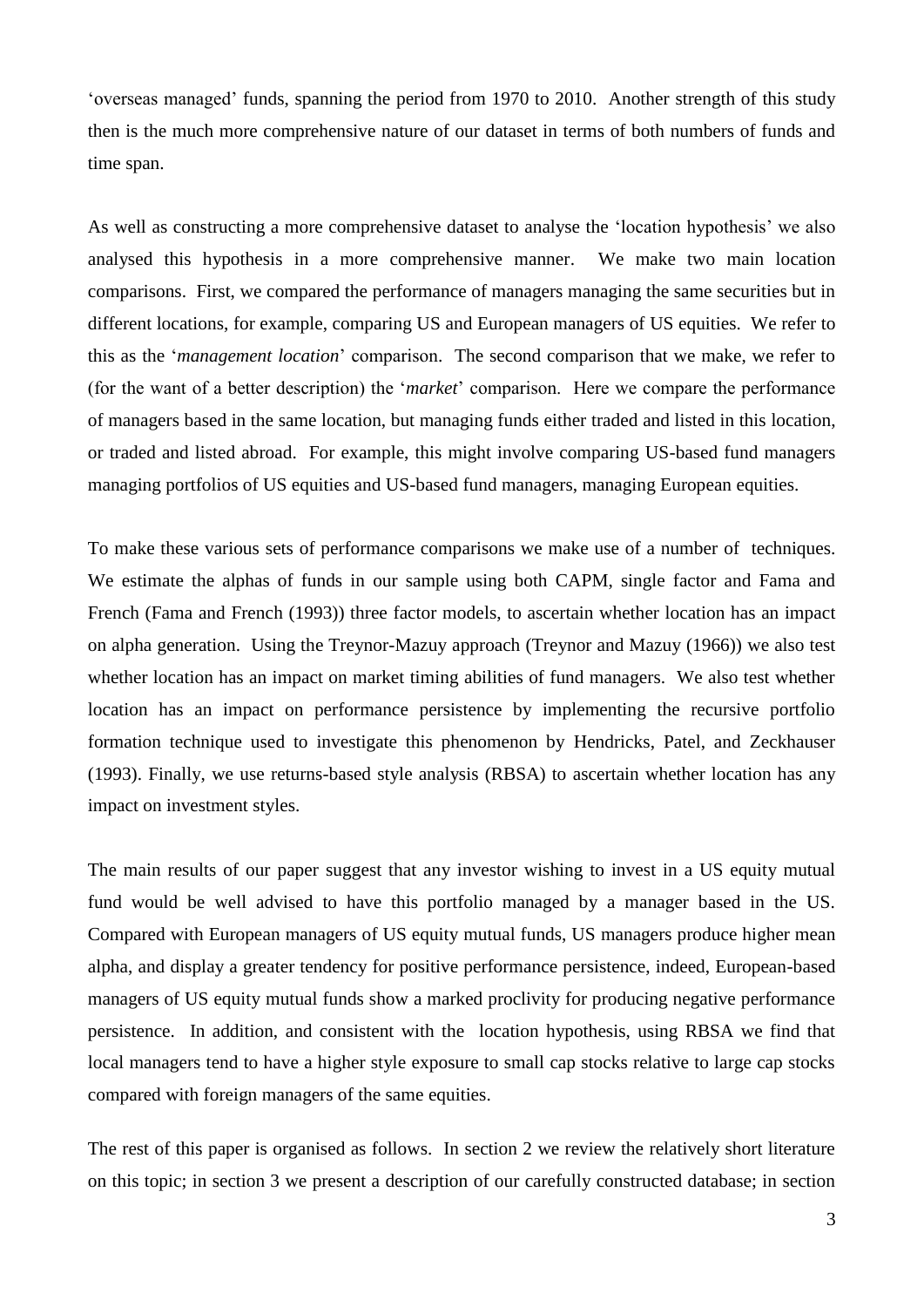'overseas managed' funds, spanning the period from 1970 to 2010. Another strength of this study then is the much more comprehensive nature of our dataset in terms of both numbers of funds and time span.

As well as constructing a more comprehensive dataset to analyse the 'location hypothesis' we also analysed this hypothesis in a more comprehensive manner. We make two main location comparisons. First, we compared the performance of managers managing the same securities but in different locations, for example, comparing US and European managers of US equities. We refer to this as the '*management location*' comparison. The second comparison that we make, we refer to (for the want of a better description) the '*market*' comparison. Here we compare the performance of managers based in the same location, but managing funds either traded and listed in this location, or traded and listed abroad. For example, this might involve comparing US-based fund managers managing portfolios of US equities and US-based fund managers, managing European equities.

To make these various sets of performance comparisons we make use of a number of techniques. We estimate the alphas of funds in our sample using both CAPM, single factor and Fama and French (Fama and French (1993)) three factor models, to ascertain whether location has an impact on alpha generation. Using the Treynor-Mazuy approach (Treynor and Mazuy (1966)) we also test whether location has an impact on market timing abilities of fund managers. We also test whether location has an impact on performance persistence by implementing the recursive portfolio formation technique used to investigate this phenomenon by Hendricks, Patel, and Zeckhauser (1993). Finally, we use returns-based style analysis (RBSA) to ascertain whether location has any impact on investment styles.

The main results of our paper suggest that any investor wishing to invest in a US equity mutual fund would be well advised to have this portfolio managed by a manager based in the US. Compared with European managers of US equity mutual funds, US managers produce higher mean alpha, and display a greater tendency for positive performance persistence, indeed, European-based managers of US equity mutual funds show a marked proclivity for producing negative performance persistence. In addition, and consistent with the location hypothesis, using RBSA we find that local managers tend to have a higher style exposure to small cap stocks relative to large cap stocks compared with foreign managers of the same equities.

The rest of this paper is organised as follows. In section 2 we review the relatively short literature on this topic; in section 3 we present a description of our carefully constructed database; in section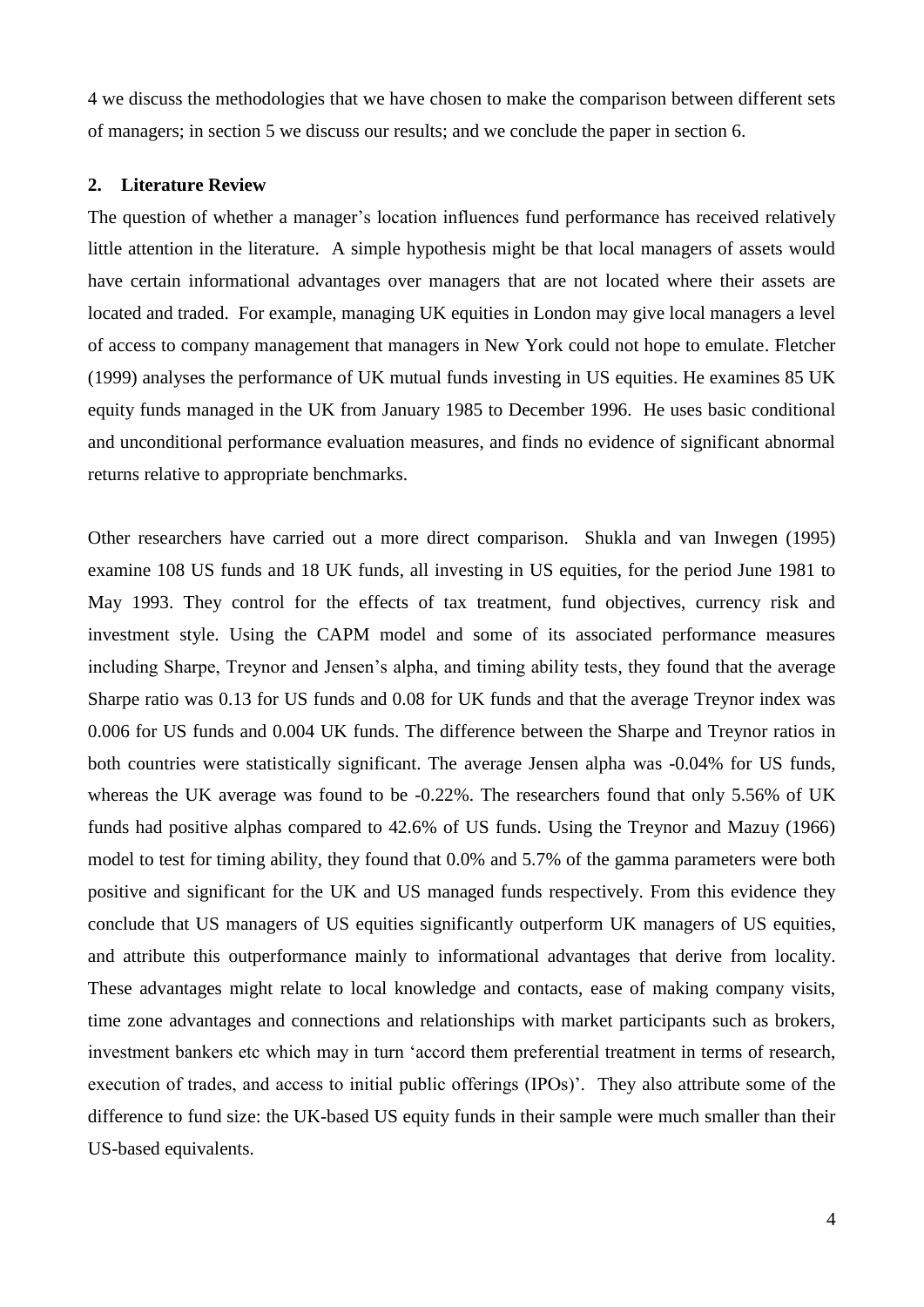4 we discuss the methodologies that we have chosen to make the comparison between different sets of managers; in section 5 we discuss our results; and we conclude the paper in section 6.

## 2. Literature Review

The question of whether a manager's location influences fund performance has received relatively little attention in the literature. A simple hypothesis might be that local managers of assets would have certain informational advantages over managers that are not located where their assets are located and traded. For example, managing UK equities in London may give local managers a level of access to company management that managers in New York could not hope to emulate. Fletcher (1999) analyses the performance of UK mutual funds investing in US equities. He examines 85 UK equity funds managed in the UK from January 1985 to December 1996. He uses basic conditional and unconditional performance evaluation measures, and finds no evidence of significant abnormal returns relative to appropriate benchmarks.

Other researchers have carried out a more direct comparison. Shukla and van Inwegen (1995) examine 108 US funds and 18 UK funds, all investing in US equities, for the period June 1981 to May 1993. They control for the effects of tax treatment, fund objectives, currency risk and investment style. Using the CAPM model and some of its associated performance measures including Sharpe, Treynor and Jensen's alpha, and timing ability tests, they found that the average Sharpe ratio was 0.13 for US funds and 0.08 for UK funds and that the average Treynor index was 0.006 for US funds and 0.004 UK funds. The difference between the Sharpe and Treynor ratios in both countries were statistically significant. The average Jensen alpha was -0.04% for US funds, whereas the UK average was found to be -0.22%. The researchers found that only 5.56% of UK funds had positive alphas compared to 42.6% of US funds. Using the Treynor and Mazuy (1966) model to test for timing ability, they found that 0.0% and 5.7% of the gamma parameters were both positive and significant for the UK and US managed funds respectively. From this evidence they conclude that US managers of US equities significantly outperform UK managers of US equities, and attribute this outperformance mainly to informational advantages that derive from locality. These advantages might relate to local knowledge and contacts, ease of making company visits, time zone advantages and connections and relationships with market participants such as brokers, investment bankers etc which may in turn 'accord them preferential treatment in terms of research, execution of trades, and access to initial public offerings (IPOs)'. They also attribute some of the difference to fund size: the UK-based US equity funds in their sample were much smaller than their US-based equivalents.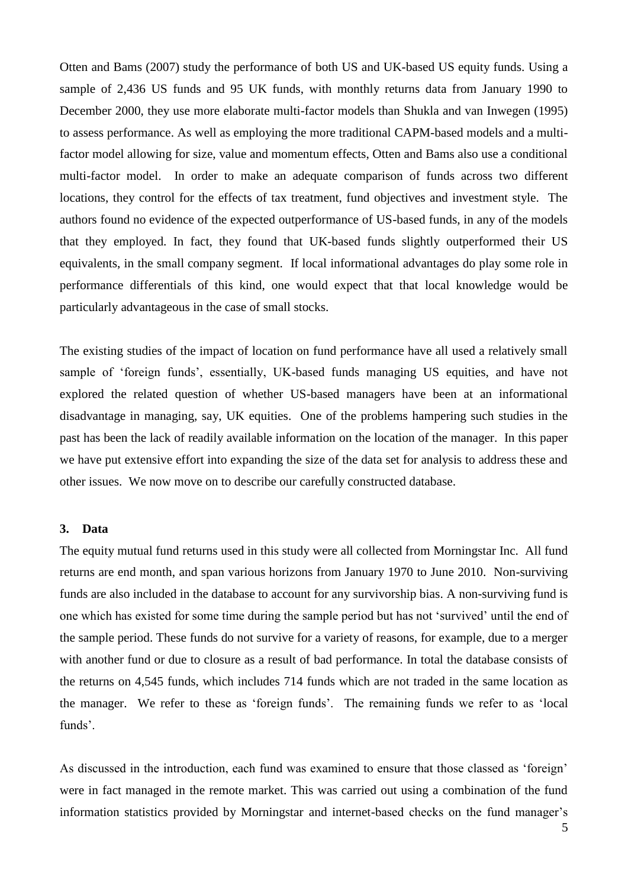Otten and Bams (2007) study the performance of both US and UK-based US equity funds. Using a sample of 2,436 US funds and 95 UK funds, with monthly returns data from January 1990 to December 2000, they use more elaborate multi-factor models than Shukla and van Inwegen (1995) to assess performance. As well as employing the more traditional CAPM-based models and a multi-factor model allowing for size, value and momentum effects, Otten and Bams also use a conditional multi-factor model. In order to make an adequate comparison of funds across two different locations, they control for the effects of tax treatment, fund objectives and investment style. The authors found no evidence of the expected outperformance of US-based funds, in any of the models that they employed. In fact, they found that UK-based funds slightly outperformed their US equivalents, in the small company segment. If local informational advantages do play some role in performance differentials of this kind, one would expect that that local knowledge would be particularly advantageous in the case of small stocks.

The existing studies of the impact of location on fund performance have all used a relatively small sample of 'foreign funds', essentially, UK-based funds managing US equities, and have not explored the related question of whether US-based managers have been at an informational disadvantage in managing, say, UK equities. One of the problems hampering such studies in the past has been the lack of readily available information on the location of the manager. In this paper we have put extensive effort into expanding the size of the data set for analysis to address these and other issues. We now move on to describe our carefully constructed database.

## 3. Data

The equity mutual fund returns used in this study were all collected from Morningstar Inc. All fund returns are end month, and span various horizons from January 1970 to June 2010. Non-surviving funds are also included in the database to account for any survivorship bias. A non-surviving fund is one which has existed for some time during the sample period but has not 'survived' until the end of the sample period. These funds do not survive for a variety of reasons, for example, due to a merger with another fund or due to closure as a result of bad performance. In total the database consists of the returns on 4,545 funds, which includes 714 funds which are not traded in the same location as the manager. We refer to these as 'foreign funds'. The remaining funds we refer to as 'local funds'.

As discussed in the introduction, each fund was examined to ensure that those classed as 'foreign' were in fact managed in the remote market. This was carried out using a combination of the fund information statistics provided by Morningstar and internet-based checks on the fund manager's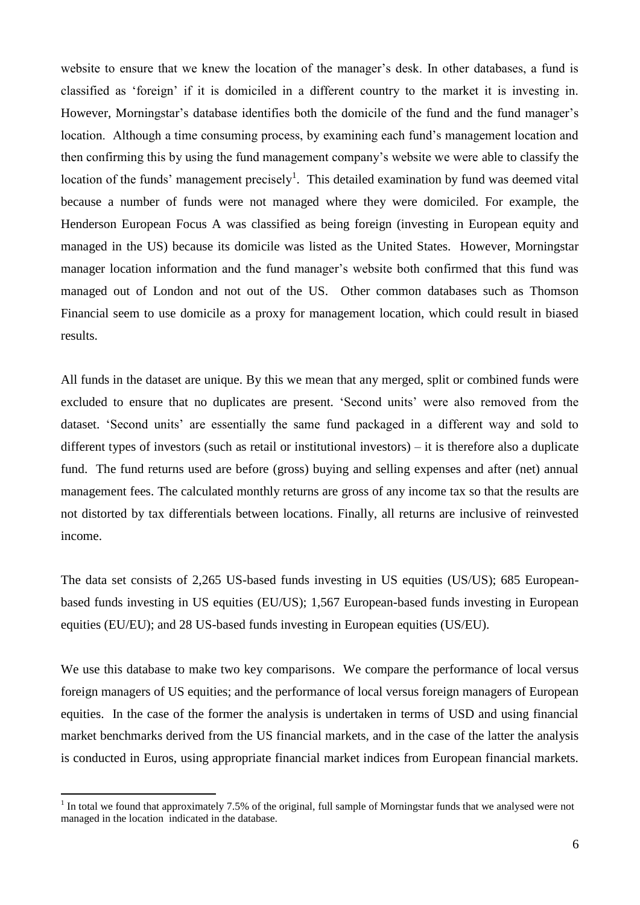website to ensure that we knew the location of the manager's desk. In other databases, a fund is classified as 'foreign' if it is domiciled in a different country to the market it is investing in. However, Morningstar's database identifies both the domicile of the fund and the fund manager's location. Although a time consuming process, by examining each fund's management location and then confirming this by using the fund management company's website we were able to classify the location of the funds' management precisely[1]. This detailed examination by fund was deemed vital because a number of funds were not managed where they were domiciled. For example, the Henderson European Focus A was classified as being foreign (investing in European equity and managed in the US) because its domicile was listed as the United States. However, Morningstar manager location information and the fund manager's website both confirmed that this fund was managed out of London and not out of the US. Other common databases such as Thomson Financial seem to use domicile as a proxy for management location, which could result in biased results.

All funds in the dataset are unique. By this we mean that any merged, split or combined funds were excluded to ensure that no duplicates are present. 'Second units' were also removed from the dataset. 'Second units' are essentially the same fund packaged in a different way and sold to different types of investors (such as retail or institutional investors) – it is therefore also a duplicate fund. The fund returns used are before (gross) buying and selling expenses and after (net) annual management fees. The calculated monthly returns are gross of any income tax so that the results are not distorted by tax differentials between locations. Finally, all returns are inclusive of reinvested income.

The data set consists of 2,265 US-based funds investing in US equities (US/US); 685 European-based funds investing in US equities (EU/US); 1,567 European-based funds investing in European equities (EU/EU); and 28 US-based funds investing in European equities (US/EU).

We use this database to make two key comparisons. We compare the performance of local versus foreign managers of US equities; and the performance of local versus foreign managers of European equities. In the case of the former the analysis is undertaken in terms of USD and using financial market benchmarks derived from the US financial markets, and in the case of the latter the analysis is conducted in Euros, using appropriate financial market indices from European financial markets.

[1] In total we found that approximately 7.5% of the original, full sample of Morningstar funds that we analysed were not managed in the location indicated in the database.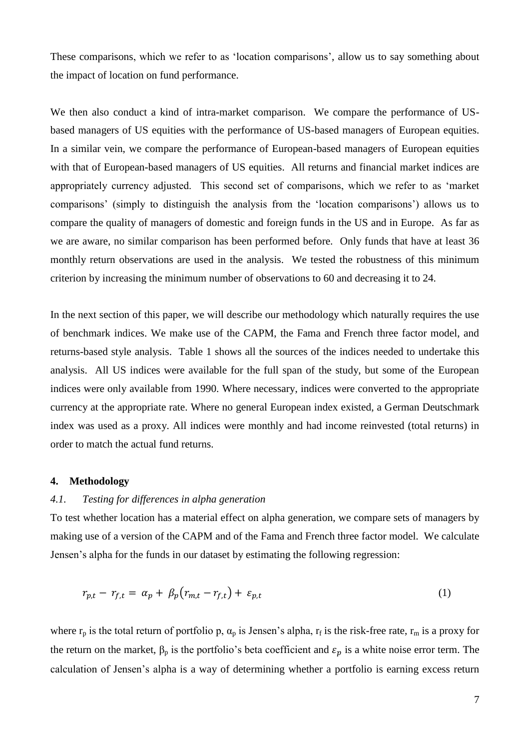These comparisons, which we refer to as 'location comparisons', allow us to say something about the impact of location on fund performance.

We then also conduct a kind of intra-market comparison. We compare the performance of US-based managers of US equities with the performance of US-based managers of European equities. In a similar vein, we compare the performance of European-based managers of European equities with that of European-based managers of US equities. All returns and financial market indices are appropriately currency adjusted. This second set of comparisons, which we refer to as 'market comparisons' (simply to distinguish the analysis from the 'location comparisons') allows us to compare the quality of managers of domestic and foreign funds in the US and in Europe. As far as we are aware, no similar comparison has been performed before. Only funds that have at least 36 monthly return observations are used in the analysis. We tested the robustness of this minimum criterion by increasing the minimum number of observations to 60 and decreasing it to 24.

In the next section of this paper, we will describe our methodology which naturally requires the use of benchmark indices. We make use of the CAPM, the Fama and French three factor model, and returns-based style analysis. Table 1 shows all the sources of the indices needed to undertake this analysis. All US indices were available for the full span of the study, but some of the European indices were only available from 1990. Where necessary, indices were converted to the appropriate currency at the appropriate rate. Where no general European index existed, a German Deutschmark index was used as a proxy. All indices were monthly and had income reinvested (total returns) in order to match the actual fund returns.

## 4. Methodology

### *4.1. Testing for differences in alpha generation*

To test whether location has a material effect on alpha generation, we compare sets of managers by making use of a version of the CAPM and of the Fama and French three factor model. We calculate Jensen's alpha for the funds in our dataset by estimating the following regression:

$$r_{p,t} - r_{f,t} = \alpha_p + \beta_p(r_{m,t} - r_{f,t}) + \varepsilon_{p,t} \tag{1}$$

where $r_p$ is the total return of portfolio p, $\alpha_p$ is Jensen's alpha, $r_f$ is the risk-free rate, $r_m$ is a proxy for the return on the market, $\beta_p$ is the portfolio's beta coefficient and $\varepsilon_p$ is a white noise error term. The calculation of Jensen's alpha is a way of determining whether a portfolio is earning excess return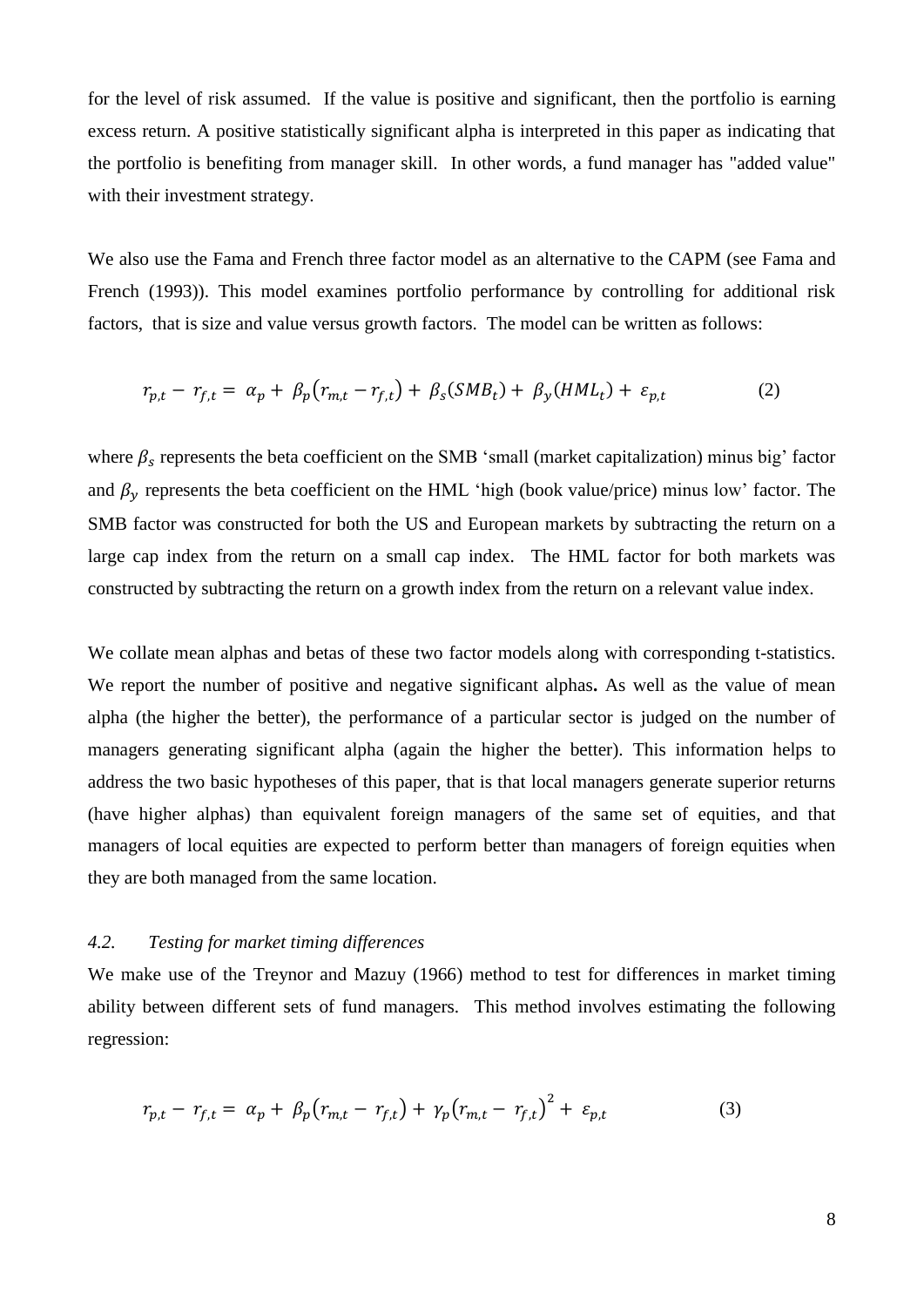for the level of risk assumed. If the value is positive and significant, then the portfolio is earning excess return. A positive statistically significant alpha is interpreted in this paper as indicating that the portfolio is benefiting from manager skill. In other words, a fund manager has "added value" with their investment strategy.

We also use the Fama and French three factor model as an alternative to the CAPM (see Fama and French (1993)). This model examines portfolio performance by controlling for additional risk factors, that is size and value versus growth factors. The model can be written as follows:

$$r_{p,t} - r_{f,t} = \alpha_p + \beta_p(r_{m,t} - r_{f,t}) + \beta_s(SMB_t) + \beta_y(HML_t) + \varepsilon_{p,t} \qquad (2)$$

where $\beta_s$ represents the beta coefficient on the SMB 'small (market capitalization) minus big' factor and $\beta_y$ represents the beta coefficient on the HML 'high (book value/price) minus low' factor. The SMB factor was constructed for both the US and European markets by subtracting the return on a large cap index from the return on a small cap index. The HML factor for both markets was constructed by subtracting the return on a growth index from the return on a relevant value index.

We collate mean alphas and betas of these two factor models along with corresponding t-statistics. We report the number of positive and negative significant alphas**.** As well as the value of mean alpha (the higher the better), the performance of a particular sector is judged on the number of managers generating significant alpha (again the higher the better). This information helps to address the two basic hypotheses of this paper, that is that local managers generate superior returns (have higher alphas) than equivalent foreign managers of the same set of equities, and that managers of local equities are expected to perform better than managers of foreign equities when they are both managed from the same location.

### *4.2. Testing for market timing differences*

We make use of the Treynor and Mazuy (1966) method to test for differences in market timing ability between different sets of fund managers. This method involves estimating the following regression:

$$r_{p,t} - r_{f,t} = \alpha_p + \beta_p(r_{m,t} - r_{f,t}) + \gamma_p(r_{m,t} - r_{f,t})^2 + \varepsilon_{p,t} \qquad (3)$$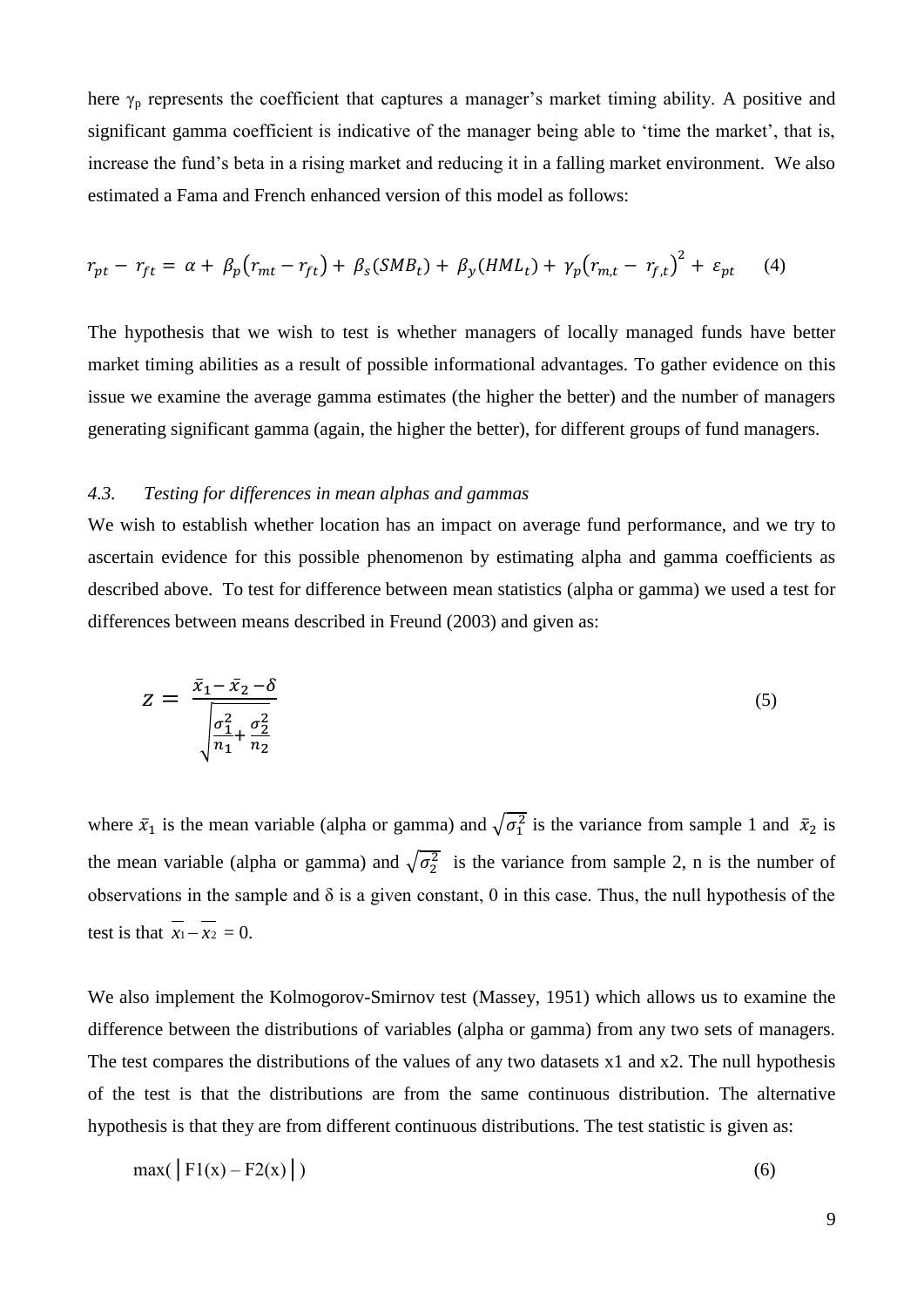here $\gamma_p$ represents the coefficient that captures a manager's market timing ability. A positive and significant gamma coefficient is indicative of the manager being able to 'time the market', that is, increase the fund's beta in a rising market and reducing it in a falling market environment. We also estimated a Fama and French enhanced version of this model as follows:

$$r_{pt} - r_{ft} = \alpha + \beta_p(r_{mt} - r_{ft}) + \beta_s(SMB_t) + \beta_y(HML_t) + \gamma_p(r_{m,t} - r_{f,t})^2 + \varepsilon_{pt} \quad (4)$$

The hypothesis that we wish to test is whether managers of locally managed funds have better market timing abilities as a result of possible informational advantages. To gather evidence on this issue we examine the average gamma estimates (the higher the better) and the number of managers generating significant gamma (again, the higher the better), for different groups of fund managers.

### *4.3. Testing for differences in mean alphas and gammas*

We wish to establish whether location has an impact on average fund performance, and we try to ascertain evidence for this possible phenomenon by estimating alpha and gamma coefficients as described above. To test for difference between mean statistics (alpha or gamma) we used a test for differences between means described in Freund (2003) and given as:

$$z = \frac{\bar{x}_1 - \bar{x}_2 - \delta}{\sqrt{\frac{\sigma_1^2}{n_1} + \frac{\sigma_2^2}{n_2}}} \quad (5)$$

where $\bar{x}_1$ is the mean variable (alpha or gamma) and $\sqrt{\sigma_1^2}$ is the variance from sample 1 and $\bar{x}_2$ is the mean variable (alpha or gamma) and $\sqrt{\sigma_2^2}$ is the variance from sample 2, n is the number of observations in the sample and $\delta$ is a given constant, 0 in this case. Thus, the null hypothesis of the test is that $\overline{x_1} - \overline{x_2} = 0$.

We also implement the Kolmogorov-Smirnov test (Massey, 1951) which allows us to examine the difference between the distributions of variables (alpha or gamma) from any two sets of managers. The test compares the distributions of the values of any two datasets x1 and x2. The null hypothesis of the test is that the distributions are from the same continuous distribution. The alternative hypothesis is that they are from different continuous distributions. The test statistic is given as:

$$\max(\,|\,F1(x) - F2(x)\,|\,) \quad (6)$$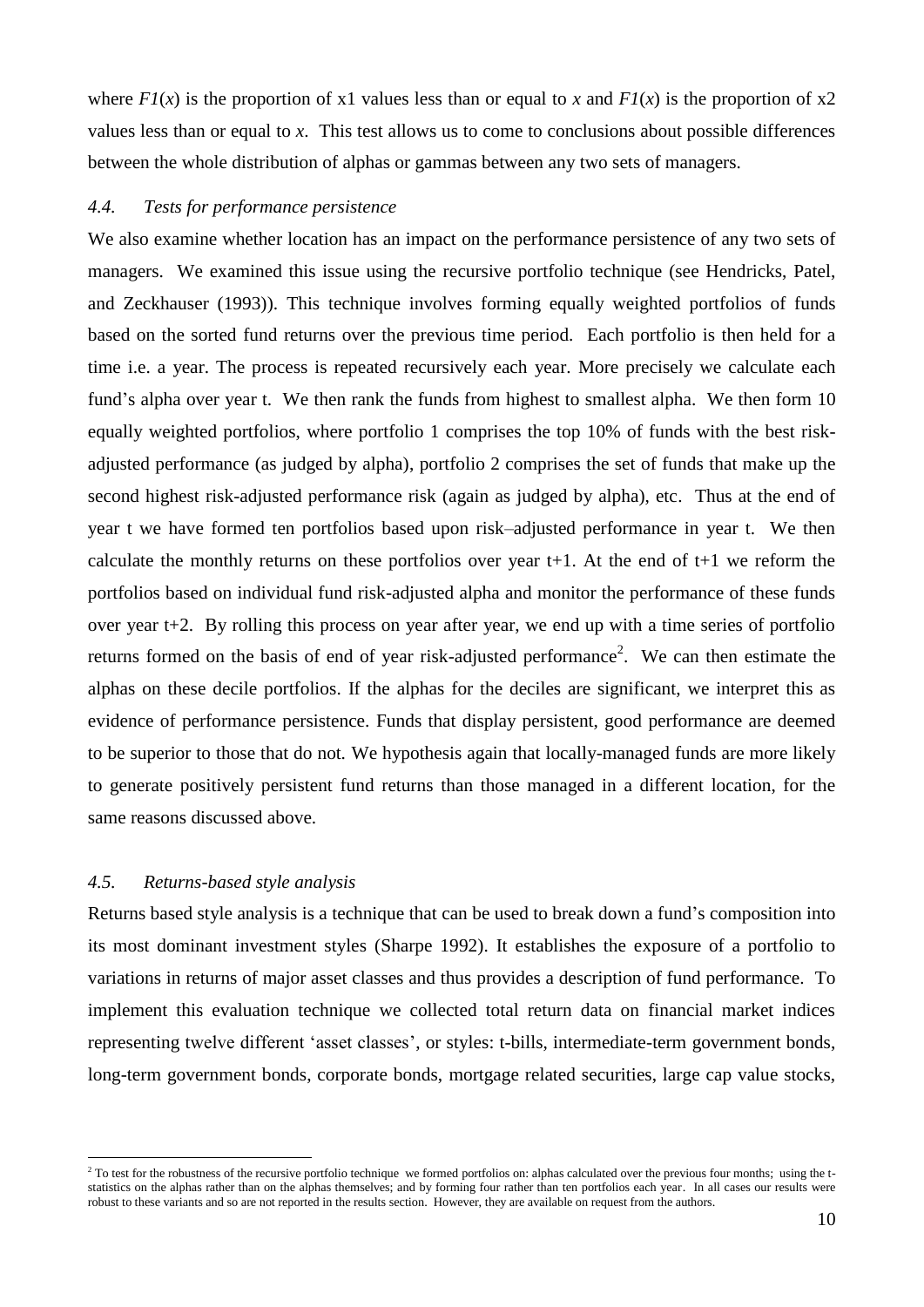where $F1(x)$ is the proportion of x1 values less than or equal to $x$ and $F1(x)$ is the proportion of x2 values less than or equal to $x$. This test allows us to come to conclusions about possible differences between the whole distribution of alphas or gammas between any two sets of managers.

### *4.4. Tests for performance persistence*

We also examine whether location has an impact on the performance persistence of any two sets of managers. We examined this issue using the recursive portfolio technique (see Hendricks, Patel, and Zeckhauser (1993)). This technique involves forming equally weighted portfolios of funds based on the sorted fund returns over the previous time period. Each portfolio is then held for a time i.e. a year. The process is repeated recursively each year. More precisely we calculate each fund's alpha over year t. We then rank the funds from highest to smallest alpha. We then form 10 equally weighted portfolios, where portfolio 1 comprises the top 10% of funds with the best risk-adjusted performance (as judged by alpha), portfolio 2 comprises the set of funds that make up the second highest risk-adjusted performance risk (again as judged by alpha), etc. Thus at the end of year t we have formed ten portfolios based upon risk–adjusted performance in year t. We then calculate the monthly returns on these portfolios over year t+1. At the end of t+1 we reform the portfolios based on individual fund risk-adjusted alpha and monitor the performance of these funds over year t+2. By rolling this process on year after year, we end up with a time series of portfolio returns formed on the basis of end of year risk-adjusted performance[2]. We can then estimate the alphas on these decile portfolios. If the alphas for the deciles are significant, we interpret this as evidence of performance persistence. Funds that display persistent, good performance are deemed to be superior to those that do not. We hypothesis again that locally-managed funds are more likely to generate positively persistent fund returns than those managed in a different location, for the same reasons discussed above.

### *4.5. Returns-based style analysis*

Returns based style analysis is a technique that can be used to break down a fund's composition into its most dominant investment styles (Sharpe 1992). It establishes the exposure of a portfolio to variations in returns of major asset classes and thus provides a description of fund performance. To implement this evaluation technique we collected total return data on financial market indices representing twelve different 'asset classes', or styles: t-bills, intermediate-term government bonds, long-term government bonds, corporate bonds, mortgage related securities, large cap value stocks,

[2] To test for the robustness of the recursive portfolio technique we formed portfolios on: alphas calculated over the previous four months; using the t-statistics on the alphas rather than on the alphas themselves; and by forming four rather than ten portfolios each year. In all cases our results were robust to these variants and so are not reported in the results section. However, they are available on request from the authors.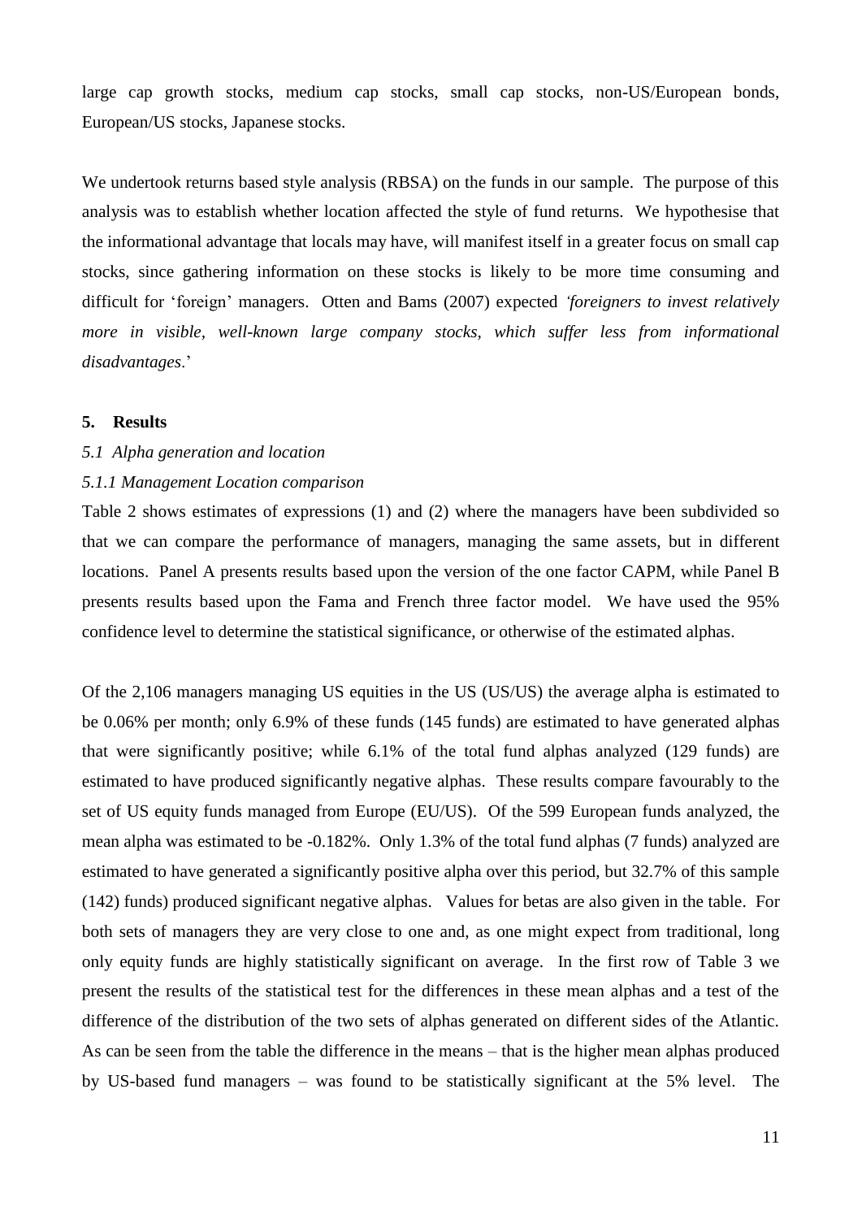large cap growth stocks, medium cap stocks, small cap stocks, non-US/European bonds, European/US stocks, Japanese stocks.

We undertook returns based style analysis (RBSA) on the funds in our sample. The purpose of this analysis was to establish whether location affected the style of fund returns. We hypothesise that the informational advantage that locals may have, will manifest itself in a greater focus on small cap stocks, since gathering information on these stocks is likely to be more time consuming and difficult for 'foreign' managers. Otten and Bams (2007) expected *'foreigners to invest relatively more in visible, well-known large company stocks, which suffer less from informational disadvantages*.'

## 5. Results

### *5.1 Alpha generation and location*

#### *5.1.1 Management Location comparison*

Table 2 shows estimates of expressions (1) and (2) where the managers have been subdivided so that we can compare the performance of managers, managing the same assets, but in different locations. Panel A presents results based upon the version of the one factor CAPM, while Panel B presents results based upon the Fama and French three factor model. We have used the 95% confidence level to determine the statistical significance, or otherwise of the estimated alphas.

Of the 2,106 managers managing US equities in the US (US/US) the average alpha is estimated to be 0.06% per month; only 6.9% of these funds (145 funds) are estimated to have generated alphas that were significantly positive; while 6.1% of the total fund alphas analyzed (129 funds) are estimated to have produced significantly negative alphas. These results compare favourably to the set of US equity funds managed from Europe (EU/US). Of the 599 European funds analyzed, the mean alpha was estimated to be -0.182%. Only 1.3% of the total fund alphas (7 funds) analyzed are estimated to have generated a significantly positive alpha over this period, but 32.7% of this sample (142) funds) produced significant negative alphas. Values for betas are also given in the table. For both sets of managers they are very close to one and, as one might expect from traditional, long only equity funds are highly statistically significant on average. In the first row of Table 3 we present the results of the statistical test for the differences in these mean alphas and a test of the difference of the distribution of the two sets of alphas generated on different sides of the Atlantic. As can be seen from the table the difference in the means – that is the higher mean alphas produced by US-based fund managers – was found to be statistically significant at the 5% level. The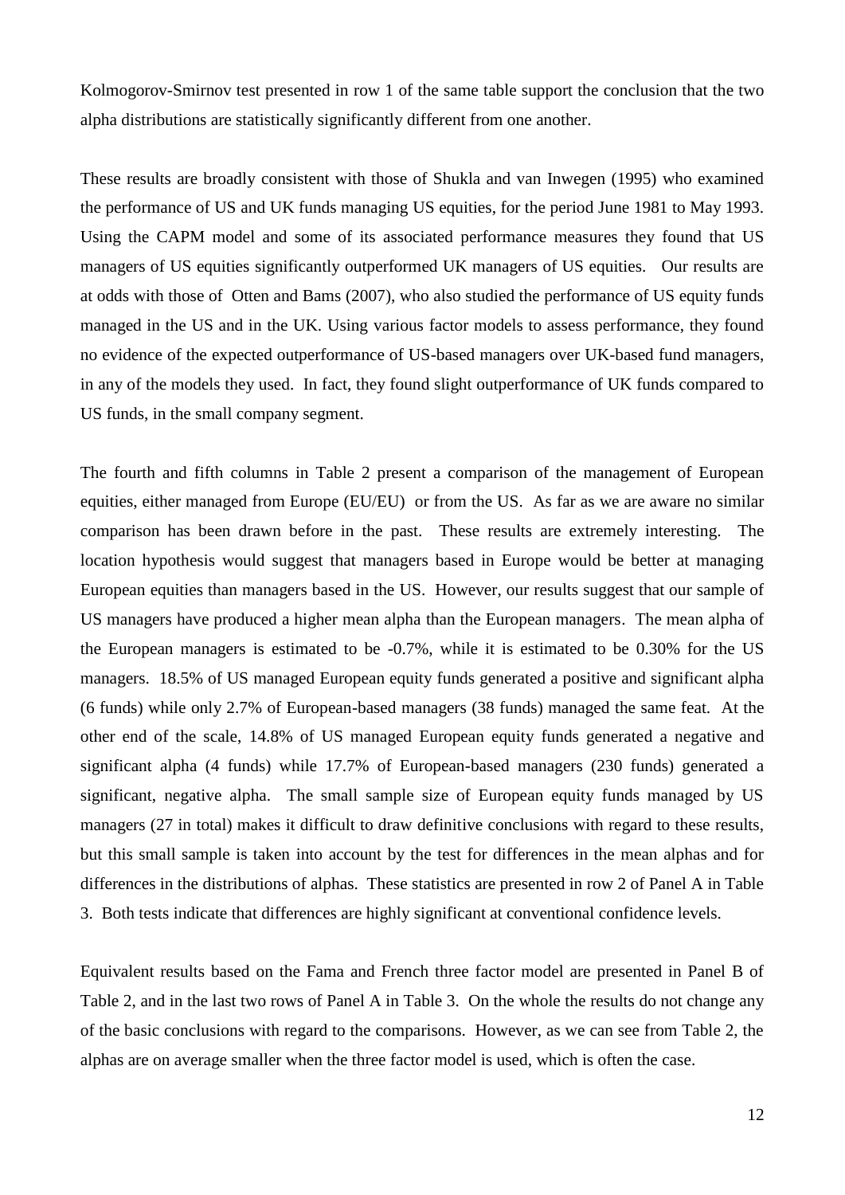Kolmogorov-Smirnov test presented in row 1 of the same table support the conclusion that the two alpha distributions are statistically significantly different from one another.

These results are broadly consistent with those of Shukla and van Inwegen (1995) who examined the performance of US and UK funds managing US equities, for the period June 1981 to May 1993. Using the CAPM model and some of its associated performance measures they found that US managers of US equities significantly outperformed UK managers of US equities. Our results are at odds with those of Otten and Bams (2007), who also studied the performance of US equity funds managed in the US and in the UK. Using various factor models to assess performance, they found no evidence of the expected outperformance of US-based managers over UK-based fund managers, in any of the models they used. In fact, they found slight outperformance of UK funds compared to US funds, in the small company segment.

The fourth and fifth columns in Table 2 present a comparison of the management of European equities, either managed from Europe (EU/EU) or from the US. As far as we are aware no similar comparison has been drawn before in the past. These results are extremely interesting. The location hypothesis would suggest that managers based in Europe would be better at managing European equities than managers based in the US. However, our results suggest that our sample of US managers have produced a higher mean alpha than the European managers. The mean alpha of the European managers is estimated to be -0.7%, while it is estimated to be 0.30% for the US managers. 18.5% of US managed European equity funds generated a positive and significant alpha (6 funds) while only 2.7% of European-based managers (38 funds) managed the same feat. At the other end of the scale, 14.8% of US managed European equity funds generated a negative and significant alpha (4 funds) while 17.7% of European-based managers (230 funds) generated a significant, negative alpha. The small sample size of European equity funds managed by US managers (27 in total) makes it difficult to draw definitive conclusions with regard to these results, but this small sample is taken into account by the test for differences in the mean alphas and for differences in the distributions of alphas. These statistics are presented in row 2 of Panel A in Table 3. Both tests indicate that differences are highly significant at conventional confidence levels.

Equivalent results based on the Fama and French three factor model are presented in Panel B of Table 2, and in the last two rows of Panel A in Table 3. On the whole the results do not change any of the basic conclusions with regard to the comparisons. However, as we can see from Table 2, the alphas are on average smaller when the three factor model is used, which is often the case.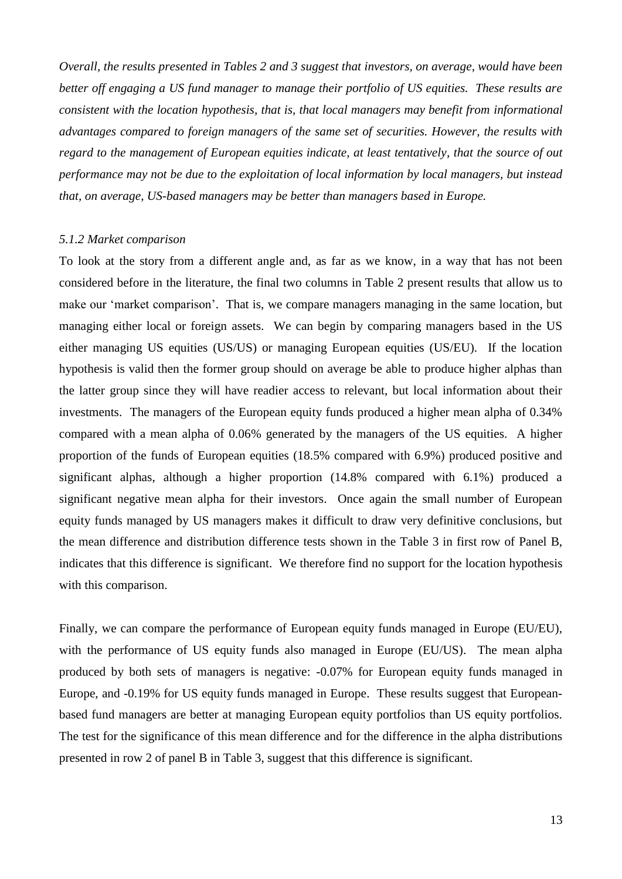*Overall, the results presented in Tables 2 and 3 suggest that investors, on average, would have been better off engaging a US fund manager to manage their portfolio of US equities. These results are consistent with the location hypothesis, that is, that local managers may benefit from informational advantages compared to foreign managers of the same set of securities. However, the results with regard to the management of European equities indicate, at least tentatively, that the source of out performance may not be due to the exploitation of local information by local managers, but instead that, on average, US-based managers may be better than managers based in Europe.*

### *5.1.2 Market comparison*

To look at the story from a different angle and, as far as we know, in a way that has not been considered before in the literature, the final two columns in Table 2 present results that allow us to make our 'market comparison'. That is, we compare managers managing in the same location, but managing either local or foreign assets. We can begin by comparing managers based in the US either managing US equities (US/US) or managing European equities (US/EU). If the location hypothesis is valid then the former group should on average be able to produce higher alphas than the latter group since they will have readier access to relevant, but local information about their investments. The managers of the European equity funds produced a higher mean alpha of 0.34% compared with a mean alpha of 0.06% generated by the managers of the US equities. A higher proportion of the funds of European equities (18.5% compared with 6.9%) produced positive and significant alphas, although a higher proportion (14.8% compared with 6.1%) produced a significant negative mean alpha for their investors. Once again the small number of European equity funds managed by US managers makes it difficult to draw very definitive conclusions, but the mean difference and distribution difference tests shown in the Table 3 in first row of Panel B, indicates that this difference is significant. We therefore find no support for the location hypothesis with this comparison.

Finally, we can compare the performance of European equity funds managed in Europe (EU/EU), with the performance of US equity funds also managed in Europe (EU/US). The mean alpha produced by both sets of managers is negative: -0.07% for European equity funds managed in Europe, and -0.19% for US equity funds managed in Europe. These results suggest that European-based fund managers are better at managing European equity portfolios than US equity portfolios. The test for the significance of this mean difference and for the difference in the alpha distributions presented in row 2 of panel B in Table 3, suggest that this difference is significant.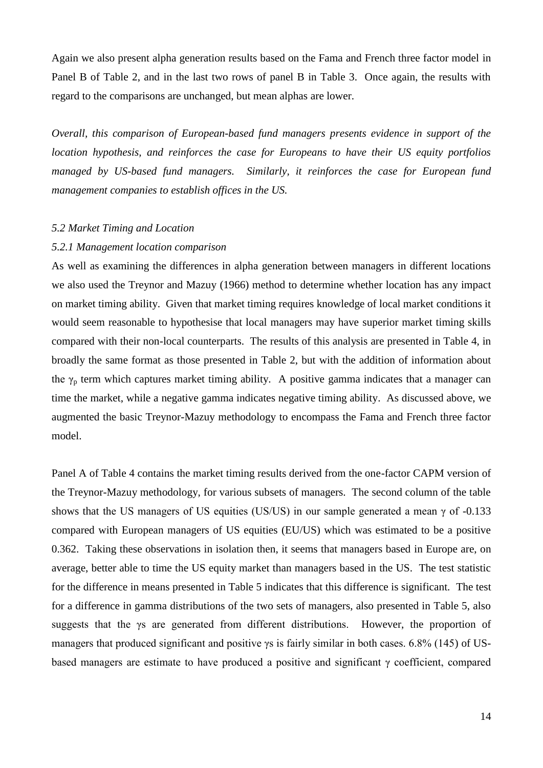Again we also present alpha generation results based on the Fama and French three factor model in Panel B of Table 2, and in the last two rows of panel B in Table 3. Once again, the results with regard to the comparisons are unchanged, but mean alphas are lower.

*Overall, this comparison of European-based fund managers presents evidence in support of the location hypothesis, and reinforces the case for Europeans to have their US equity portfolios managed by US-based fund managers. Similarly, it reinforces the case for European fund management companies to establish offices in the US.*

### *5.2 Market Timing and Location*

#### *5.2.1 Management location comparison*

As well as examining the differences in alpha generation between managers in different locations we also used the Treynor and Mazuy (1966) method to determine whether location has any impact on market timing ability. Given that market timing requires knowledge of local market conditions it would seem reasonable to hypothesise that local managers may have superior market timing skills compared with their non-local counterparts. The results of this analysis are presented in Table 4, in broadly the same format as those presented in Table 2, but with the addition of information about the $\gamma_p$ term which captures market timing ability. A positive gamma indicates that a manager can time the market, while a negative gamma indicates negative timing ability. As discussed above, we augmented the basic Treynor-Mazuy methodology to encompass the Fama and French three factor model.

Panel A of Table 4 contains the market timing results derived from the one-factor CAPM version of the Treynor-Mazuy methodology, for various subsets of managers. The second column of the table shows that the US managers of US equities (US/US) in our sample generated a mean $\gamma$ of -0.133 compared with European managers of US equities (EU/US) which was estimated to be a positive 0.362. Taking these observations in isolation then, it seems that managers based in Europe are, on average, better able to time the US equity market than managers based in the US. The test statistic for the difference in means presented in Table 5 indicates that this difference is significant. The test for a difference in gamma distributions of the two sets of managers, also presented in Table 5, also suggests that the $\gamma$s are generated from different distributions. However, the proportion of managers that produced significant and positive $\gamma$s is fairly similar in both cases. 6.8% (145) of US-based managers are estimate to have produced a positive and significant $\gamma$ coefficient, compared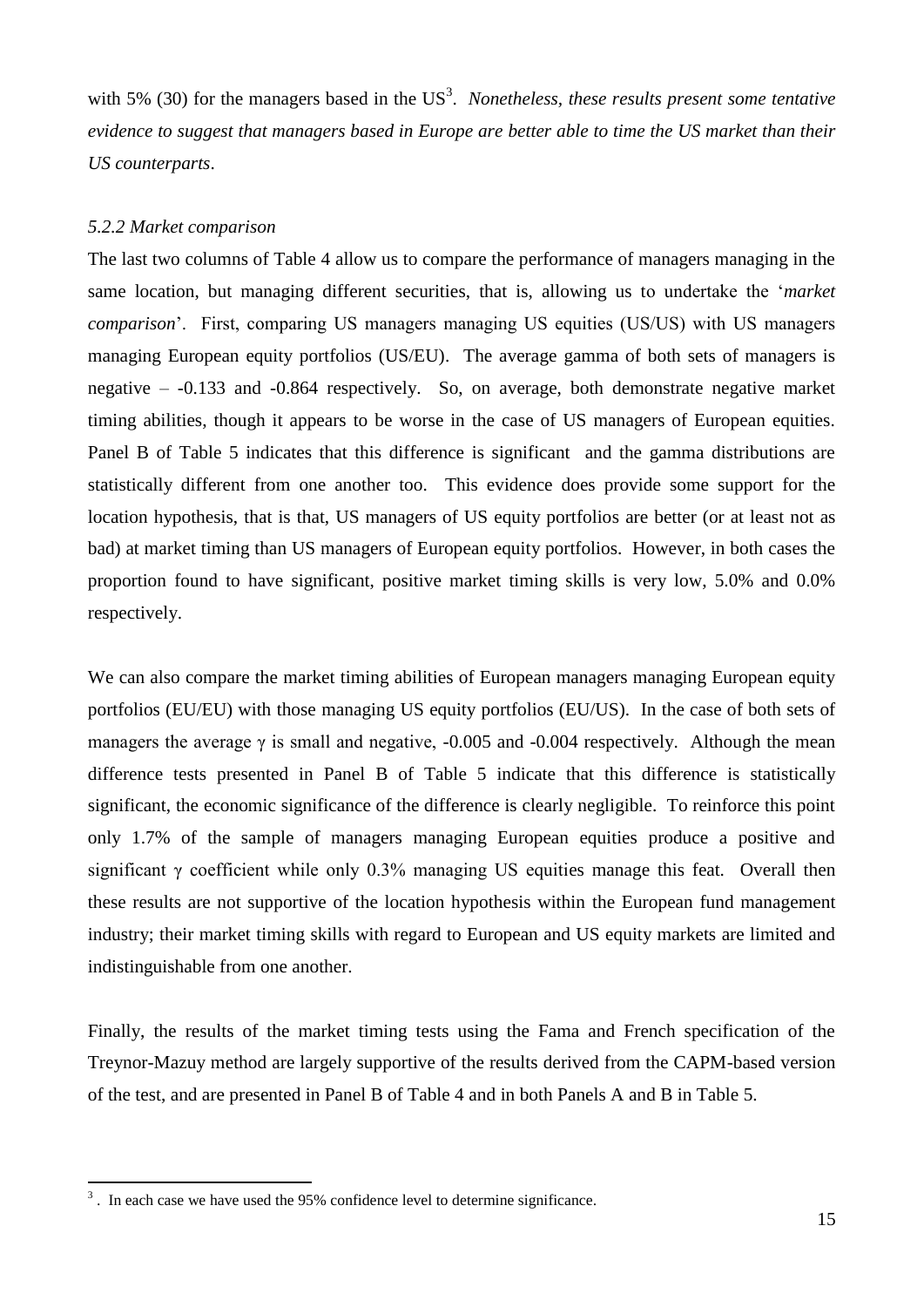with 5% (30) for the managers based in the US[3]. *Nonetheless, these results present some tentative evidence to suggest that managers based in Europe are better able to time the US market than their US counterparts*.

### *5.2.2 Market comparison*

The last two columns of Table 4 allow us to compare the performance of managers managing in the same location, but managing different securities, that is, allowing us to undertake the '*market comparison*'. First, comparing US managers managing US equities (US/US) with US managers managing European equity portfolios (US/EU). The average gamma of both sets of managers is negative – -0.133 and -0.864 respectively. So, on average, both demonstrate negative market timing abilities, though it appears to be worse in the case of US managers of European equities. Panel B of Table 5 indicates that this difference is significant and the gamma distributions are statistically different from one another too. This evidence does provide some support for the location hypothesis, that is that, US managers of US equity portfolios are better (or at least not as bad) at market timing than US managers of European equity portfolios. However, in both cases the proportion found to have significant, positive market timing skills is very low, 5.0% and 0.0% respectively.

We can also compare the market timing abilities of European managers managing European equity portfolios (EU/EU) with those managing US equity portfolios (EU/US). In the case of both sets of managers the average $\gamma$ is small and negative, -0.005 and -0.004 respectively. Although the mean difference tests presented in Panel B of Table 5 indicate that this difference is statistically significant, the economic significance of the difference is clearly negligible. To reinforce this point only 1.7% of the sample of managers managing European equities produce a positive and significant $\gamma$ coefficient while only 0.3% managing US equities manage this feat. Overall then these results are not supportive of the location hypothesis within the European fund management industry; their market timing skills with regard to European and US equity markets are limited and indistinguishable from one another.

Finally, the results of the market timing tests using the Fama and French specification of the Treynor-Mazuy method are largely supportive of the results derived from the CAPM-based version of the test, and are presented in Panel B of Table 4 and in both Panels A and B in Table 5.

[3]. In each case we have used the 95% confidence level to determine significance.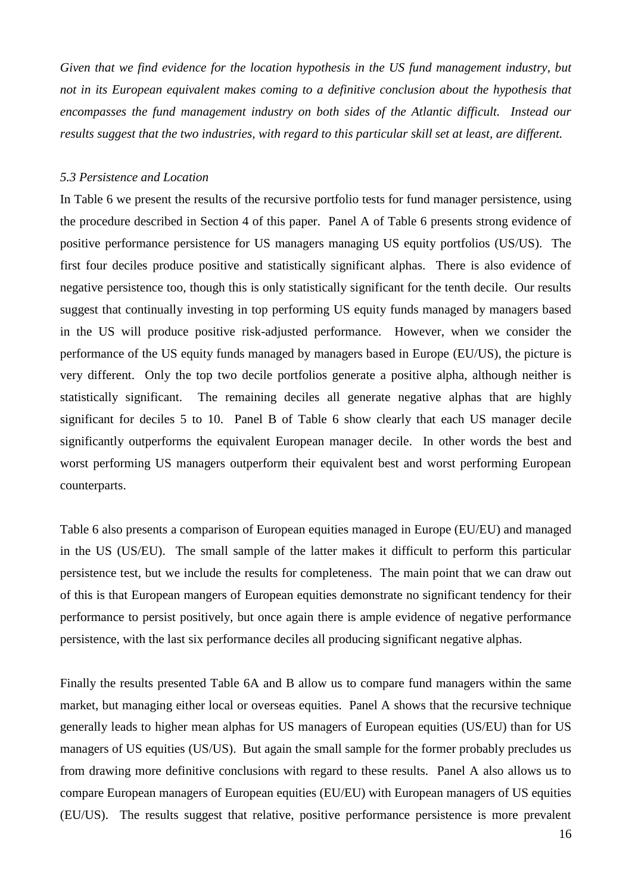*Given that we find evidence for the location hypothesis in the US fund management industry, but not in its European equivalent makes coming to a definitive conclusion about the hypothesis that encompasses the fund management industry on both sides of the Atlantic difficult. Instead our results suggest that the two industries, with regard to this particular skill set at least, are different.*

### *5.3 Persistence and Location*

In Table 6 we present the results of the recursive portfolio tests for fund manager persistence, using the procedure described in Section 4 of this paper. Panel A of Table 6 presents strong evidence of positive performance persistence for US managers managing US equity portfolios (US/US). The first four deciles produce positive and statistically significant alphas. There is also evidence of negative persistence too, though this is only statistically significant for the tenth decile. Our results suggest that continually investing in top performing US equity funds managed by managers based in the US will produce positive risk-adjusted performance. However, when we consider the performance of the US equity funds managed by managers based in Europe (EU/US), the picture is very different. Only the top two decile portfolios generate a positive alpha, although neither is statistically significant. The remaining deciles all generate negative alphas that are highly significant for deciles 5 to 10. Panel B of Table 6 show clearly that each US manager decile significantly outperforms the equivalent European manager decile. In other words the best and worst performing US managers outperform their equivalent best and worst performing European counterparts.

Table 6 also presents a comparison of European equities managed in Europe (EU/EU) and managed in the US (US/EU). The small sample of the latter makes it difficult to perform this particular persistence test, but we include the results for completeness. The main point that we can draw out of this is that European mangers of European equities demonstrate no significant tendency for their performance to persist positively, but once again there is ample evidence of negative performance persistence, with the last six performance deciles all producing significant negative alphas.

Finally the results presented Table 6A and B allow us to compare fund managers within the same market, but managing either local or overseas equities. Panel A shows that the recursive technique generally leads to higher mean alphas for US managers of European equities (US/EU) than for US managers of US equities (US/US). But again the small sample for the former probably precludes us from drawing more definitive conclusions with regard to these results. Panel A also allows us to compare European managers of European equities (EU/EU) with European managers of US equities (EU/US). The results suggest that relative, positive performance persistence is more prevalent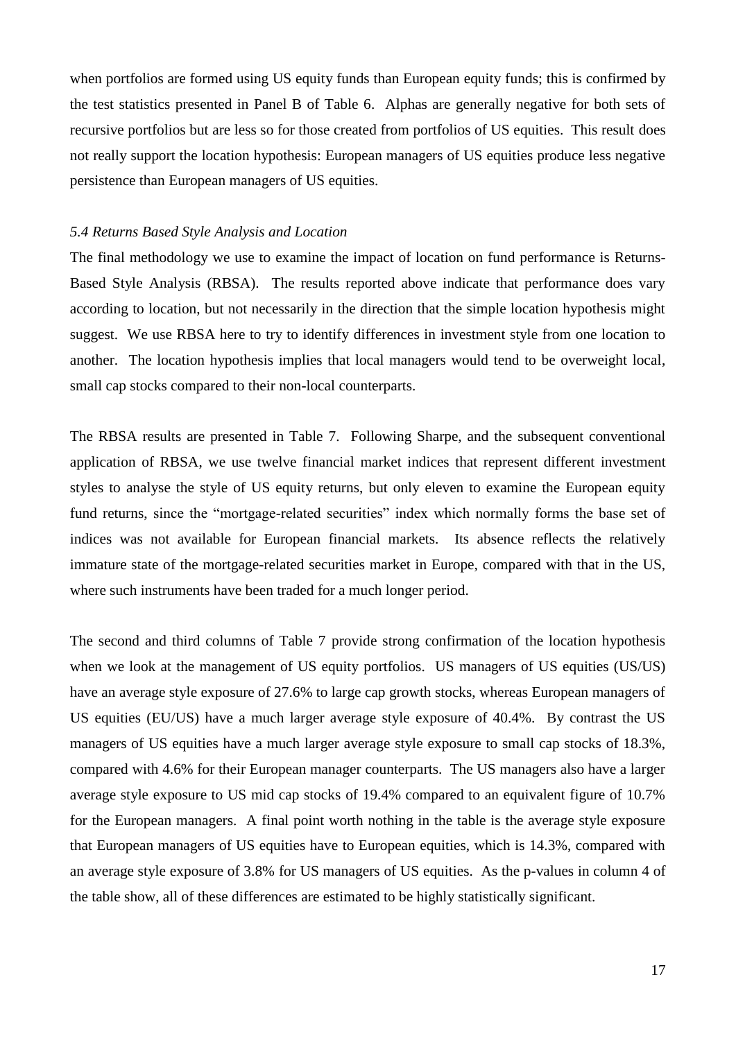when portfolios are formed using US equity funds than European equity funds; this is confirmed by the test statistics presented in Panel B of Table 6. Alphas are generally negative for both sets of recursive portfolios but are less so for those created from portfolios of US equities. This result does not really support the location hypothesis: European managers of US equities produce less negative persistence than European managers of US equities.

*5.4 Returns Based Style Analysis and Location*

The final methodology we use to examine the impact of location on fund performance is Returns-Based Style Analysis (RBSA). The results reported above indicate that performance does vary according to location, but not necessarily in the direction that the simple location hypothesis might suggest. We use RBSA here to try to identify differences in investment style from one location to another. The location hypothesis implies that local managers would tend to be overweight local, small cap stocks compared to their non-local counterparts.

The RBSA results are presented in Table 7. Following Sharpe, and the subsequent conventional application of RBSA, we use twelve financial market indices that represent different investment styles to analyse the style of US equity returns, but only eleven to examine the European equity fund returns, since the "mortgage-related securities" index which normally forms the base set of indices was not available for European financial markets. Its absence reflects the relatively immature state of the mortgage-related securities market in Europe, compared with that in the US, where such instruments have been traded for a much longer period.

The second and third columns of Table 7 provide strong confirmation of the location hypothesis when we look at the management of US equity portfolios. US managers of US equities (US/US) have an average style exposure of 27.6% to large cap growth stocks, whereas European managers of US equities (EU/US) have a much larger average style exposure of 40.4%. By contrast the US managers of US equities have a much larger average style exposure to small cap stocks of 18.3%, compared with 4.6% for their European manager counterparts. The US managers also have a larger average style exposure to US mid cap stocks of 19.4% compared to an equivalent figure of 10.7% for the European managers. A final point worth nothing in the table is the average style exposure that European managers of US equities have to European equities, which is 14.3%, compared with an average style exposure of 3.8% for US managers of US equities. As the p-values in column 4 of the table show, all of these differences are estimated to be highly statistically significant.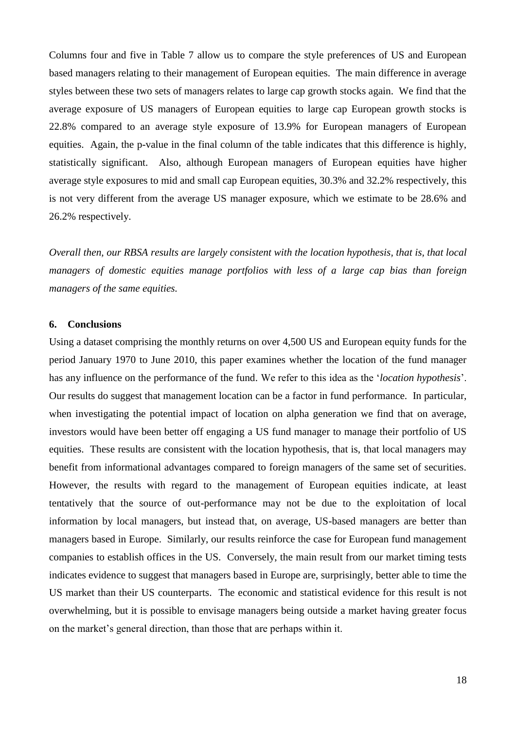Columns four and five in Table 7 allow us to compare the style preferences of US and European based managers relating to their management of European equities. The main difference in average styles between these two sets of managers relates to large cap growth stocks again. We find that the average exposure of US managers of European equities to large cap European growth stocks is 22.8% compared to an average style exposure of 13.9% for European managers of European equities. Again, the p-value in the final column of the table indicates that this difference is highly, statistically significant. Also, although European managers of European equities have higher average style exposures to mid and small cap European equities, 30.3% and 32.2% respectively, this is not very different from the average US manager exposure, which we estimate to be 28.6% and 26.2% respectively.

*Overall then, our RBSA results are largely consistent with the location hypothesis, that is, that local managers of domestic equities manage portfolios with less of a large cap bias than foreign managers of the same equities.*

## 6. Conclusions

Using a dataset comprising the monthly returns on over 4,500 US and European equity funds for the period January 1970 to June 2010, this paper examines whether the location of the fund manager has any influence on the performance of the fund. We refer to this idea as the '*location hypothesis*'. Our results do suggest that management location can be a factor in fund performance. In particular, when investigating the potential impact of location on alpha generation we find that on average, investors would have been better off engaging a US fund manager to manage their portfolio of US equities. These results are consistent with the location hypothesis, that is, that local managers may benefit from informational advantages compared to foreign managers of the same set of securities. However, the results with regard to the management of European equities indicate, at least tentatively that the source of out-performance may not be due to the exploitation of local information by local managers, but instead that, on average, US-based managers are better than managers based in Europe. Similarly, our results reinforce the case for European fund management companies to establish offices in the US. Conversely, the main result from our market timing tests indicates evidence to suggest that managers based in Europe are, surprisingly, better able to time the US market than their US counterparts. The economic and statistical evidence for this result is not overwhelming, but it is possible to envisage managers being outside a market having greater focus on the market's general direction, than those that are perhaps within it.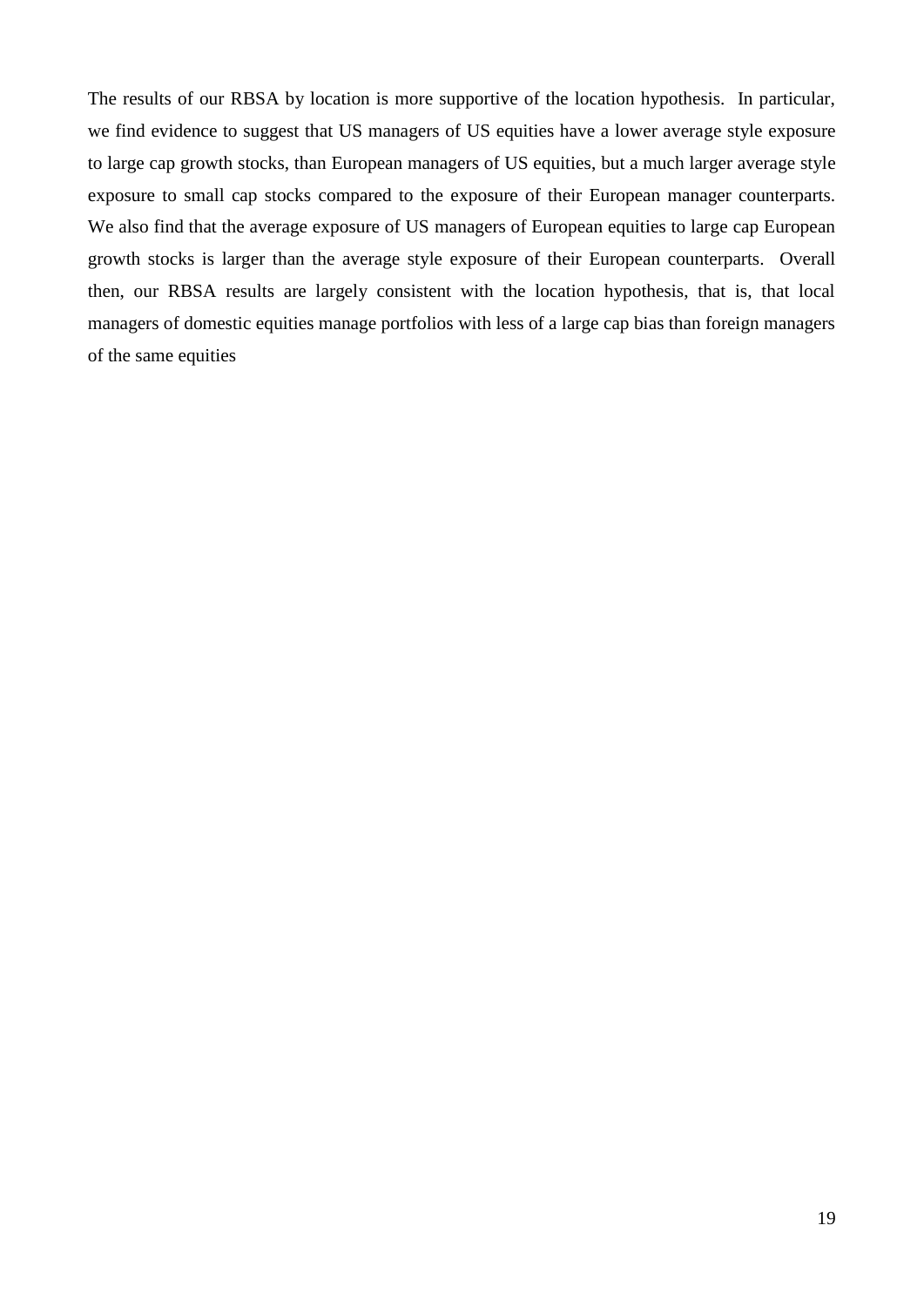The results of our RBSA by location is more supportive of the location hypothesis. In particular, we find evidence to suggest that US managers of US equities have a lower average style exposure to large cap growth stocks, than European managers of US equities, but a much larger average style exposure to small cap stocks compared to the exposure of their European manager counterparts. We also find that the average exposure of US managers of European equities to large cap European growth stocks is larger than the average style exposure of their European counterparts. Overall then, our RBSA results are largely consistent with the location hypothesis, that is, that local managers of domestic equities manage portfolios with less of a large cap bias than foreign managers of the same equities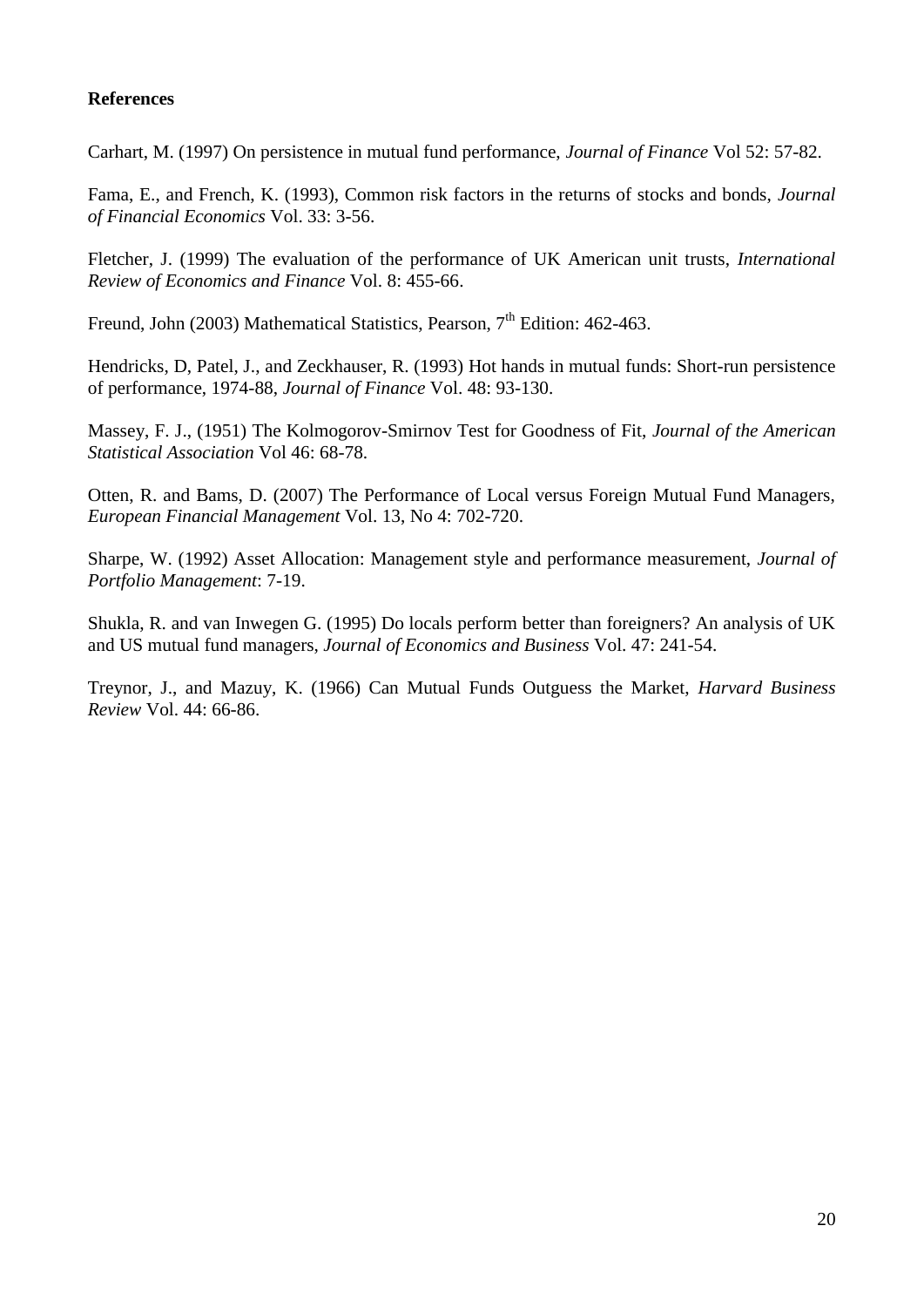**References**

Carhart, M. (1997) On persistence in mutual fund performance, *Journal of Finance* Vol 52: 57-82.

Fama, E., and French, K. (1993), Common risk factors in the returns of stocks and bonds, *Journal of Financial Economics* Vol. 33: 3-56.

Fletcher, J. (1999) The evaluation of the performance of UK American unit trusts, *International Review of Economics and Finance* Vol. 8: 455-66.

Freund, John (2003) Mathematical Statistics, Pearson, 7th Edition: 462-463.

Hendricks, D, Patel, J., and Zeckhauser, R. (1993) Hot hands in mutual funds: Short-run persistence of performance, 1974-88, *Journal of Finance* Vol. 48: 93-130.

Massey, F. J., (1951) The Kolmogorov-Smirnov Test for Goodness of Fit, *Journal of the American Statistical Association* Vol 46: 68-78.

Otten, R. and Bams, D. (2007) The Performance of Local versus Foreign Mutual Fund Managers, *European Financial Management* Vol. 13, No 4: 702-720.

Sharpe, W. (1992) Asset Allocation: Management style and performance measurement, *Journal of Portfolio Management*: 7-19.

Shukla, R. and van Inwegen G. (1995) Do locals perform better than foreigners? An analysis of UK and US mutual fund managers, *Journal of Economics and Business* Vol. 47: 241-54.

Treynor, J., and Mazuy, K. (1966) Can Mutual Funds Outguess the Market, *Harvard Business Review* Vol. 44: 66-86.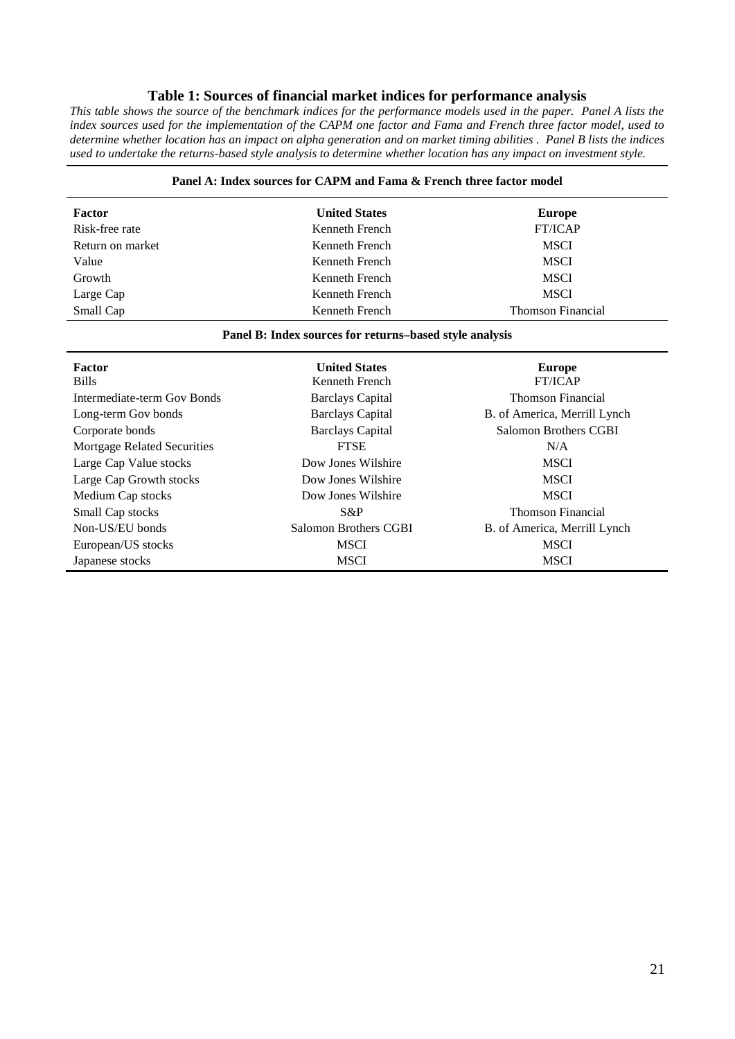### Table 1: Sources of financial market indices for performance analysis

*This table shows the source of the benchmark indices for the performance models used in the paper. Panel A lists the index sources used for the implementation of the CAPM one factor and Fama and French three factor model, used to determine whether location has an impact on alpha generation and on market timing abilities . Panel B lists the indices used to undertake the returns-based style analysis to determine whether location has any impact on investment style.*

**Panel A: Index sources for CAPM and Fama & French three factor model**

| **Factor** | **United States** | **Europe** |
|---|---|---|
| Risk-free rate | Kenneth French | FT/ICAP |
| Return on market | Kenneth French | MSCI |
| Value | Kenneth French | MSCI |
| Growth | Kenneth French | MSCI |
| Large Cap | Kenneth French | MSCI |
| Small Cap | Kenneth French | Thomson Financial |

**Panel B: Index sources for returns–based style analysis**

| **Factor** | **United States** | **Europe** |
|---|---|---|
| Bills | Kenneth French | FT/ICAP |
| Intermediate-term Gov Bonds | Barclays Capital | Thomson Financial |
| Long-term Gov bonds | Barclays Capital | B. of America, Merrill Lynch |
| Corporate bonds | Barclays Capital | Salomon Brothers CGBI |
| Mortgage Related Securities | FTSE | N/A |
| Large Cap Value stocks | Dow Jones Wilshire | MSCI |
| Large Cap Growth stocks | Dow Jones Wilshire | MSCI |
| Medium Cap stocks | Dow Jones Wilshire | MSCI |
| Small Cap stocks | S&P | Thomson Financial |
| Non-US/EU bonds | Salomon Brothers CGBI | B. of America, Merrill Lynch |
| European/US stocks | MSCI | MSCI |
| Japanese stocks | MSCI | MSCI |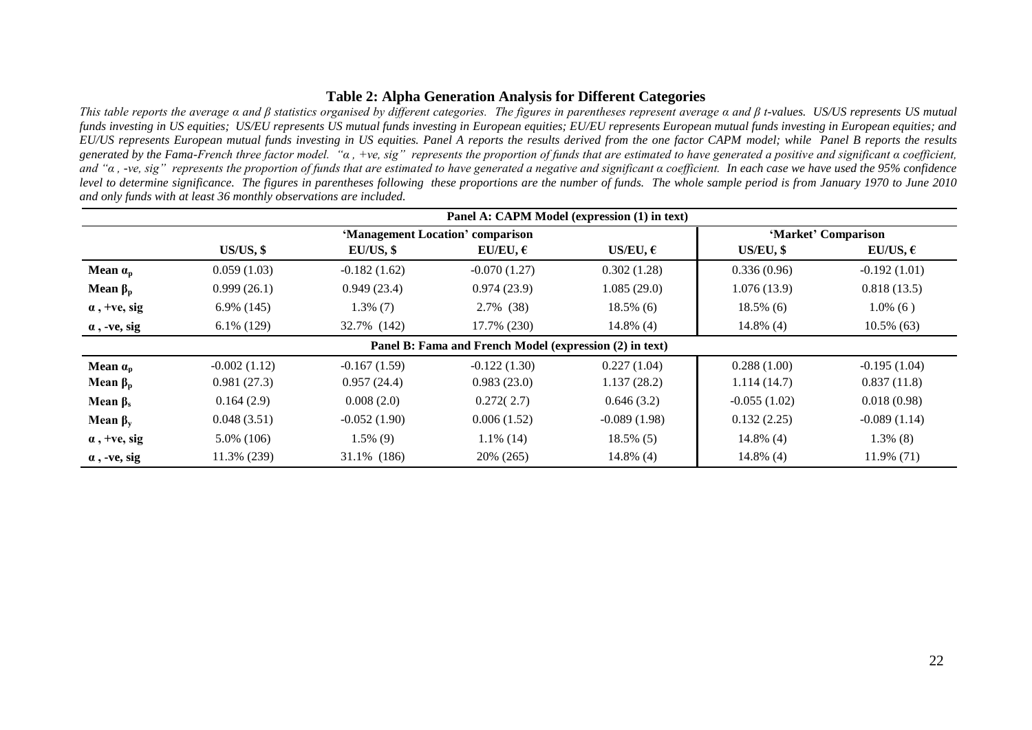### Table 2: Alpha Generation Analysis for Different Categories

*This table reports the average α and β statistics organised by different categories. The figures in parentheses represent average α and β t-values. US/US represents US mutual funds investing in US equities; US/EU represents US mutual funds investing in European equities; EU/EU represents European mutual funds investing in European equities; and EU/US represents European mutual funds investing in US equities. Panel A reports the results derived from the one factor CAPM model; while Panel B reports the results generated by the Fama-French three factor model. "α , +ve, sig" represents the proportion of funds that are estimated to have generated a positive and significant α coefficient, and "α , -ve, sig" represents the proportion of funds that are estimated to have generated a negative and significant α coefficient. In each case we have used the 95% confidence level to determine significance. The figures in parentheses following these proportions are the number of funds. The whole sample period is from January 1970 to June 2010 and only funds with at least 36 monthly observations are included.*

| | Panel A: CAPM Model (expression (1) in text) | | | | | |
|---|---|---|---|---|---|---|
| | 'Management Location' comparison | | | | 'Market' Comparison | |
| | **US/US, $** | **EU/US, $** | **EU/EU, €** | **US/EU, €** | **US/EU, $** | **EU/US, €** |
| **Mean $\alpha_p$** | 0.059 (1.03) | -0.182 (1.62) | -0.070 (1.27) | 0.302 (1.28) | 0.336 (0.96) | -0.192 (1.01) |
| **Mean $\beta_p$** | 0.999 (26.1) | 0.949 (23.4) | 0.974 (23.9) | 1.085 (29.0) | 1.076 (13.9) | 0.818 (13.5) |
| **α , +ve, sig** | 6.9% (145) | 1.3% (7) | 2.7% (38) | 18.5% (6) | 18.5% (6) | 1.0% (6 ) |
| **α , -ve, sig** | 6.1% (129) | 32.7% (142) | 17.7% (230) | 14.8% (4) | 14.8% (4) | 10.5% (63) |
| | **Panel B: Fama and French Model (expression (2) in text)** | | | | | |
| **Mean $\alpha_p$** | -0.002 (1.12) | -0.167 (1.59) | -0.122 (1.30) | 0.227 (1.04) | 0.288 (1.00) | -0.195 (1.04) |
| **Mean $\beta_p$** | 0.981 (27.3) | 0.957 (24.4) | 0.983 (23.0) | 1.137 (28.2) | 1.114 (14.7) | 0.837 (11.8) |
| **Mean $\beta_s$** | 0.164 (2.9) | 0.008 (2.0) | 0.272( 2.7) | 0.646 (3.2) | -0.055 (1.02) | 0.018 (0.98) |
| **Mean $\beta_y$** | 0.048 (3.51) | -0.052 (1.90) | 0.006 (1.52) | -0.089 (1.98) | 0.132 (2.25) | -0.089 (1.14) |
| **α , +ve, sig** | 5.0% (106) | 1.5% (9) | 1.1% (14) | 18.5% (5) | 14.8% (4) | 1.3% (8) |
| **α , -ve, sig** | 11.3% (239) | 31.1% (186) | 20% (265) | 14.8% (4) | 14.8% (4) | 11.9% (71) |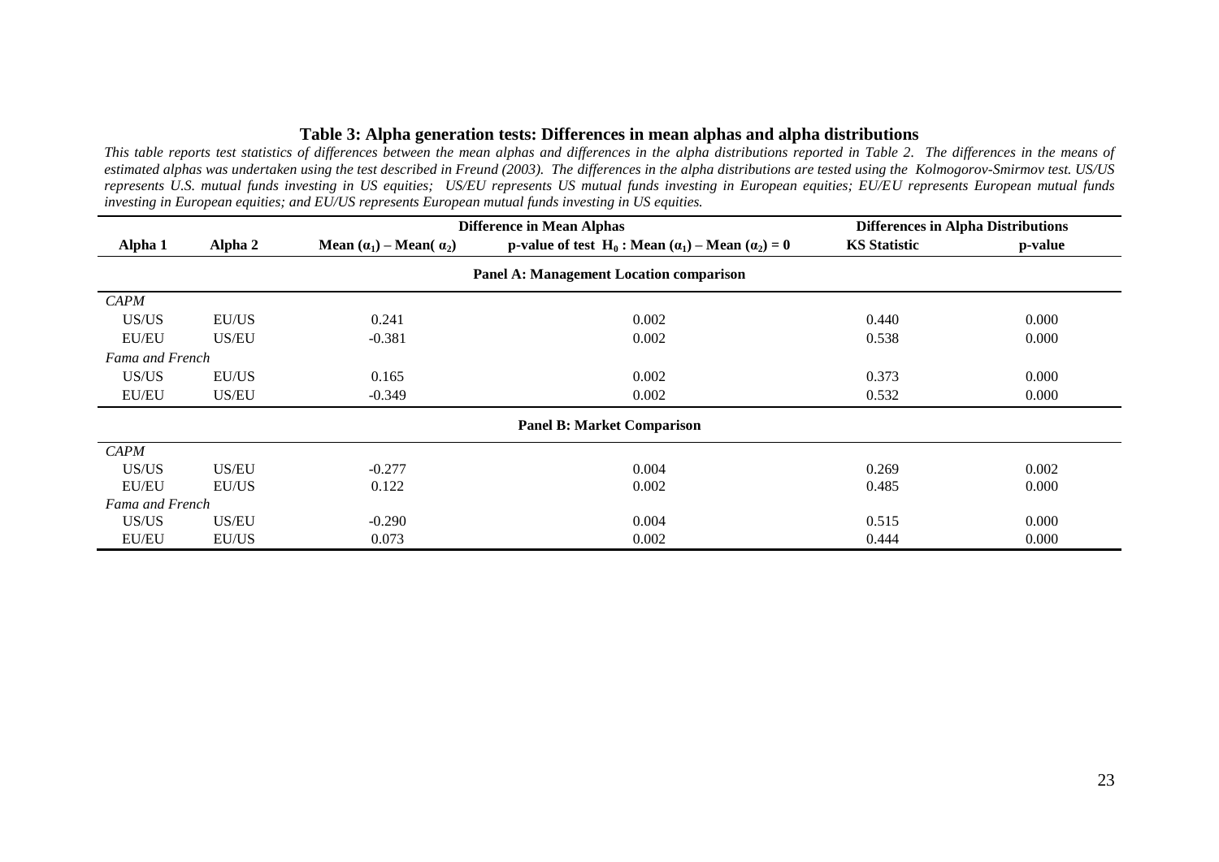### Table 3: Alpha generation tests: Differences in mean alphas and alpha distributions

*This table reports test statistics of differences between the mean alphas and differences in the alpha distributions reported in Table 2. The differences in the means of estimated alphas was undertaken using the test described in Freund (2003). The differences in the alpha distributions are tested using the Kolmogorov-Smirnov test. US/US represents U.S. mutual funds investing in US equities; US/EU represents US mutual funds investing in European equities; EU/EU represents European mutual funds investing in European equities; and EU/US represents European mutual funds investing in US equities.*

| | | Difference in Mean Alphas | | Differences in Alpha Distributions | |
|---|---|---|---|---|---|
| **Alpha 1** | **Alpha 2** | **Mean ($\alpha_1$) – Mean( $\alpha_2$)** | **p-value of test $H_0$ : Mean ($\alpha_1$) – Mean ($\alpha_2$) = 0** | **KS Statistic** | **p-value** |
| | | | **Panel A: Management Location comparison** | | |
| *CAPM* | | | | | |
| US/US | EU/US | 0.241 | 0.002 | 0.440 | 0.000 |
| EU/EU | US/EU | -0.381 | 0.002 | 0.538 | 0.000 |
| *Fama and French* | | | | | |
| US/US | EU/US | 0.165 | 0.002 | 0.373 | 0.000 |
| EU/EU | US/EU | -0.349 | 0.002 | 0.532 | 0.000 |
| | | | **Panel B: Market Comparison** | | |
| *CAPM* | | | | | |
| US/US | US/EU | -0.277 | 0.004 | 0.269 | 0.002 |
| EU/EU | EU/US | 0.122 | 0.002 | 0.485 | 0.000 |
| *Fama and French* | | | | | |
| US/US | US/EU | -0.290 | 0.004 | 0.515 | 0.000 |
| EU/EU | EU/US | 0.073 | 0.002 | 0.444 | 0.000 |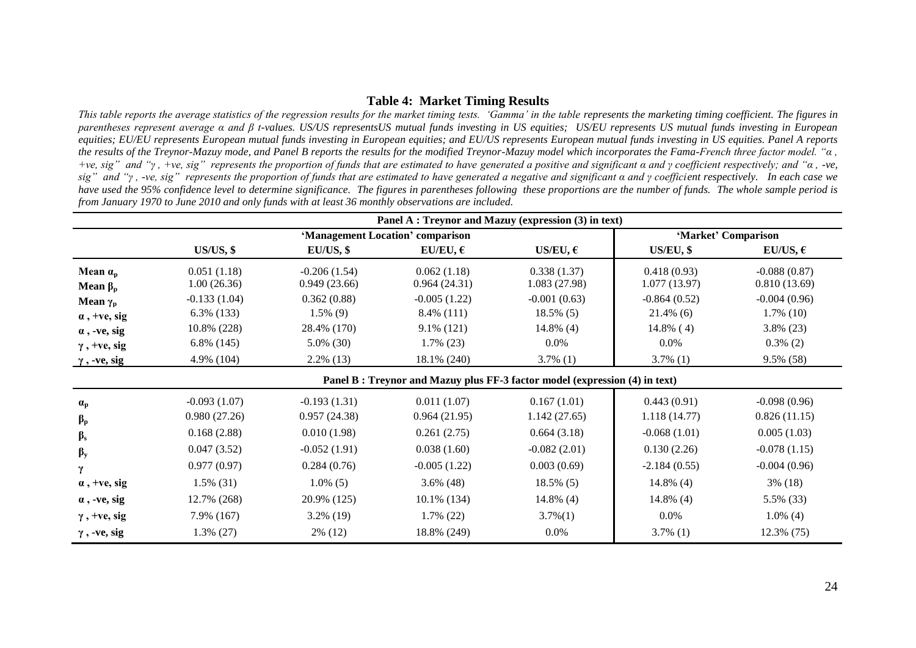## Table 4: Market Timing Results

*This table reports the average statistics of the regression results for the market timing tests. 'Gamma' in the table represents the marketing timing coefficient. The figures in parentheses represent average α and β t-values. US/US representsUS mutual funds investing in US equities; US/EU represents US mutual funds investing in European equities; EU/EU represents European mutual funds investing in European equities; and EU/US represents European mutual funds investing in US equities. Panel A reports the results of the Treynor-Mazuy mode, and Panel B reports the results for the modified Treynor-Mazuy model which incorporates the Fama-French three factor model. "α , +ve, sig" and "γ , +ve, sig" represents the proportion of funds that are estimated to have generated a positive and significant α and γ coefficient respectively; and "α , -ve, sig" and "γ , -ve, sig" represents the proportion of funds that are estimated to have generated a negative and significant α and γ coefficient respectively. In each case we have used the 95% confidence level to determine significance. The figures in parentheses following these proportions are the number of funds. The whole sample period is from January 1970 to June 2010 and only funds with at least 36 monthly observations are included.*

| | 'Management Location' comparison | | | | 'Market' Comparison | |
|---|---|---|---|---|---|---|
| | **US/US, \$** | **EU/US, \$** | **EU/EU, €** | **US/EU, €** | **US/EU, \$** | **EU/US, €** |
| **Panel A : Treynor and Mazuy (expression (3) in text)** | | | | | | |
| **Mean $\alpha_p$** | 0.051 (1.18) | -0.206 (1.54) | 0.062 (1.18) | 0.338 (1.37) | 0.418 (0.93) | -0.088 (0.87) |
| **Mean $\beta_p$** | 1.00 (26.36) | 0.949 (23.66) | 0.964 (24.31) | 1.083 (27.98) | 1.077 (13.97) | 0.810 (13.69) |
| **Mean $\gamma_p$** | -0.133 (1.04) | 0.362 (0.88) | -0.005 (1.22) | -0.001 (0.63) | -0.864 (0.52) | -0.004 (0.96) |
| **α , +ve, sig** | 6.3% (133) | 1.5% (9) | 8.4% (111) | 18.5% (5) | 21.4% (6) | 1.7% (10) |
| **α , -ve, sig** | 10.8% (228) | 28.4% (170) | 9.1% (121) | 14.8% (4) | 14.8% ( 4) | 3.8% (23) |
| **γ , +ve, sig** | 6.8% (145) | 5.0% (30) | 1.7% (23) | 0.0% | 0.0% | 0.3% (2) |
| **γ , -ve, sig** | 4.9% (104) | 2.2% (13) | 18.1% (240) | 3.7% (1) | 3.7% (1) | 9.5% (58) |
| **Panel B : Treynor and Mazuy plus FF-3 factor model (expression (4) in text)** | | | | | | |
| **$\alpha_p$** | -0.093 (1.07) | -0.193 (1.31) | 0.011 (1.07) | 0.167 (1.01) | 0.443 (0.91) | -0.098 (0.96) |
| **$\beta_p$** | 0.980 (27.26) | 0.957 (24.38) | 0.964 (21.95) | 1.142 (27.65) | 1.118 (14.77) | 0.826 (11.15) |
| **$\beta_s$** | 0.168 (2.88) | 0.010 (1.98) | 0.261 (2.75) | 0.664 (3.18) | -0.068 (1.01) | 0.005 (1.03) |
| **$\beta_y$** | 0.047 (3.52) | -0.052 (1.91) | 0.038 (1.60) | -0.082 (2.01) | 0.130 (2.26) | -0.078 (1.15) |
| **γ** | 0.977 (0.97) | 0.284 (0.76) | -0.005 (1.22) | 0.003 (0.69) | -2.184 (0.55) | -0.004 (0.96) |
| **α , +ve, sig** | 1.5% (31) | 1.0% (5) | 3.6% (48) | 18.5% (5) | 14.8% (4) | 3% (18) |
| **α , -ve, sig** | 12.7% (268) | 20.9% (125) | 10.1% (134) | 14.8% (4) | 14.8% (4) | 5.5% (33) |
| **γ , +ve, sig** | 7.9% (167) | 3.2% (19) | 1.7% (22) | 3.7%(1) | 0.0% | 1.0% (4) |
| **γ , -ve, sig** | 1.3% (27) | 2% (12) | 18.8% (249) | 0.0% | 3.7% (1) | 12.3% (75) |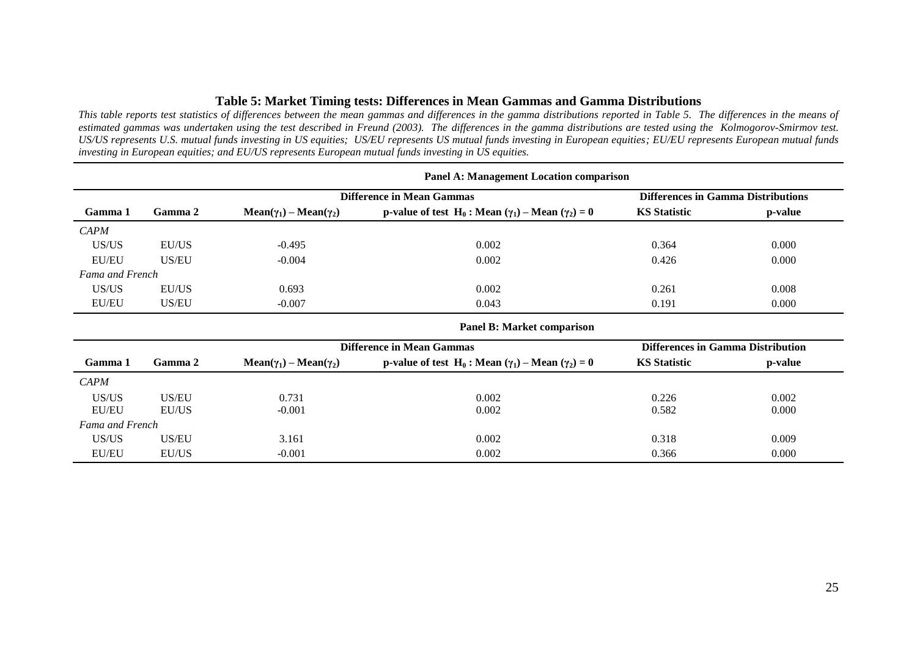### Table 5: Market Timing tests: Differences in Mean Gammas and Gamma Distributions

*This table reports test statistics of differences between the mean gammas and differences in the gamma distributions reported in Table 5. The differences in the means of estimated gammas was undertaken using the test described in Freund (2003). The differences in the gamma distributions are tested using the Kolmogorov-Smirmov test. US/US represents U.S. mutual funds investing in US equities; US/EU represents US mutual funds investing in European equities; EU/EU represents European mutual funds investing in European equities; and EU/US represents European mutual funds investing in US equities.*

**Panel A: Management Location comparison**

| | | Difference in Mean Gammas | | Differences in Gamma Distributions | |
|---|---|---|---|---|---|
| **Gamma 1** | **Gamma 2** | **Mean($\gamma_1$) – Mean($\gamma_2$)** | **p-value of test $H_0$ : Mean ($\gamma_1$) – Mean ($\gamma_2$) = 0** | **KS Statistic** | **p-value** |
| *CAPM* | | | | | |
| US/US | EU/US | -0.495 | 0.002 | 0.364 | 0.000 |
| EU/EU | US/EU | -0.004 | 0.002 | 0.426 | 0.000 |
| *Fama and French* | | | | | |
| US/US | EU/US | 0.693 | 0.002 | 0.261 | 0.008 |
| EU/EU | US/EU | -0.007 | 0.043 | 0.191 | 0.000 |

**Panel B: Market comparison**

| | | Difference in Mean Gammas | | Differences in Gamma Distribution | |
|---|---|---|---|---|---|
| **Gamma 1** | **Gamma 2** | **Mean($\gamma_1$) – Mean($\gamma_2$)** | **p-value of test $H_0$ : Mean ($\gamma_1$) – Mean ($\gamma_2$) = 0** | **KS Statistic** | **p-value** |
| *CAPM* | | | | | |
| US/US | US/EU | 0.731 | 0.002 | 0.226 | 0.002 |
| EU/EU | EU/US | -0.001 | 0.002 | 0.582 | 0.000 |
| *Fama and French* | | | | | |
| US/US | US/EU | 3.161 | 0.002 | 0.318 | 0.009 |
| EU/EU | EU/US | -0.001 | 0.002 | 0.366 | 0.000 |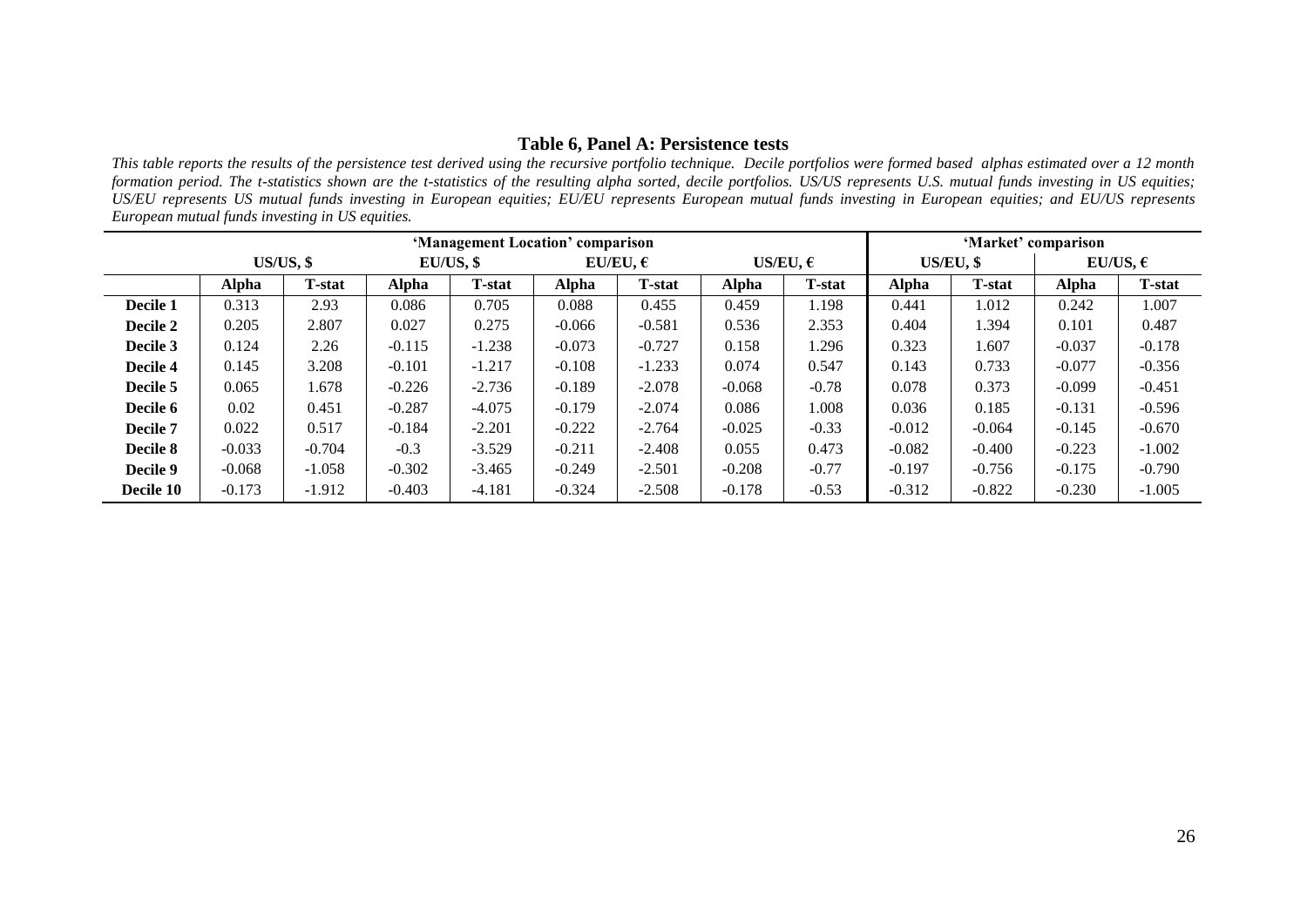## Table 6, Panel A: Persistence tests

*This table reports the results of the persistence test derived using the recursive portfolio technique. Decile portfolios were formed based alphas estimated over a 12 month formation period. The t-statistics shown are the t-statistics of the resulting alpha sorted, decile portfolios. US/US represents U.S. mutual funds investing in US equities; US/EU represents US mutual funds investing in European equities; EU/EU represents European mutual funds investing in European equities; and EU/US represents European mutual funds investing in US equities.*

| | 'Management Location' comparison | | | | | | | | 'Market' comparison | | | |
|---|---|---|---|---|---|---|---|---|---|---|---|---|
| | US/US, $ | | EU/US, $ | | EU/EU, € | | US/EU, € | | US/EU, $ | | EU/US, € | |
| | **Alpha** | **T-stat** | **Alpha** | **T-stat** | **Alpha** | **T-stat** | **Alpha** | **T-stat** | **Alpha** | **T-stat** | **Alpha** | **T-stat** |
| **Decile 1** | 0.313 | 2.93 | 0.086 | 0.705 | 0.088 | 0.455 | 0.459 | 1.198 | 0.441 | 1.012 | 0.242 | 1.007 |
| **Decile 2** | 0.205 | 2.807 | 0.027 | 0.275 | -0.066 | -0.581 | 0.536 | 2.353 | 0.404 | 1.394 | 0.101 | 0.487 |
| **Decile 3** | 0.124 | 2.26 | -0.115 | -1.238 | -0.073 | -0.727 | 0.158 | 1.296 | 0.323 | 1.607 | -0.037 | -0.178 |
| **Decile 4** | 0.145 | 3.208 | -0.101 | -1.217 | -0.108 | -1.233 | 0.074 | 0.547 | 0.143 | 0.733 | -0.077 | -0.356 |
| **Decile 5** | 0.065 | 1.678 | -0.226 | -2.736 | -0.189 | -2.078 | -0.068 | -0.78 | 0.078 | 0.373 | -0.099 | -0.451 |
| **Decile 6** | 0.02 | 0.451 | -0.287 | -4.075 | -0.179 | -2.074 | 0.086 | 1.008 | 0.036 | 0.185 | -0.131 | -0.596 |
| **Decile 7** | 0.022 | 0.517 | -0.184 | -2.201 | -0.222 | -2.764 | -0.025 | -0.33 | -0.012 | -0.064 | -0.145 | -0.670 |
| **Decile 8** | -0.033 | -0.704 | -0.3 | -3.529 | -0.211 | -2.408 | 0.055 | 0.473 | -0.082 | -0.400 | -0.223 | -1.002 |
| **Decile 9** | -0.068 | -1.058 | -0.302 | -3.465 | -0.249 | -2.501 | -0.208 | -0.77 | -0.197 | -0.756 | -0.175 | -0.790 |
| **Decile 10** | -0.173 | -1.912 | -0.403 | -4.181 | -0.324 | -2.508 | -0.178 | -0.53 | -0.312 | -0.822 | -0.230 | -1.005 |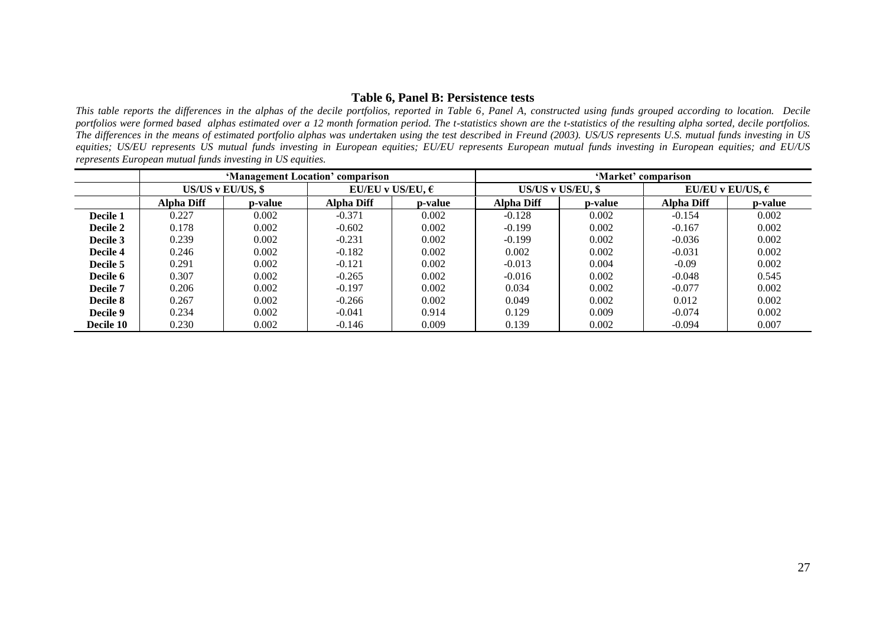## Table 6, Panel B: Persistence tests

*This table reports the differences in the alphas of the decile portfolios, reported in Table 6, Panel A, constructed using funds grouped according to location. Decile portfolios were formed based alphas estimated over a 12 month formation period. The t-statistics shown are the t-statistics of the resulting alpha sorted, decile portfolios. The differences in the means of estimated portfolio alphas was undertaken using the test described in Freund (2003). US/US represents U.S. mutual funds investing in US equities; US/EU represents US mutual funds investing in European equities; EU/EU represents European mutual funds investing in European equities; and EU/US represents European mutual funds investing in US equities.*

| | 'Management Location' comparison | | | | 'Market' comparison | | | |
|---|---|---|---|---|---|---|---|---|
| | US/US v EU/US, $ | | EU/EU v US/EU, € | | US/US v US/EU, $ | | EU/EU v EU/US, € | |
| | **Alpha Diff** | **p-value** | **Alpha Diff** | **p-value** | **Alpha Diff** | **p-value** | **Alpha Diff** | **p-value** |
| **Decile 1** | 0.227 | 0.002 | -0.371 | 0.002 | -0.128 | 0.002 | -0.154 | 0.002 |
| **Decile 2** | 0.178 | 0.002 | -0.602 | 0.002 | -0.199 | 0.002 | -0.167 | 0.002 |
| **Decile 3** | 0.239 | 0.002 | -0.231 | 0.002 | -0.199 | 0.002 | -0.036 | 0.002 |
| **Decile 4** | 0.246 | 0.002 | -0.182 | 0.002 | 0.002 | 0.002 | -0.031 | 0.002 |
| **Decile 5** | 0.291 | 0.002 | -0.121 | 0.002 | -0.013 | 0.004 | -0.09 | 0.002 |
| **Decile 6** | 0.307 | 0.002 | -0.265 | 0.002 | -0.016 | 0.002 | -0.048 | 0.545 |
| **Decile 7** | 0.206 | 0.002 | -0.197 | 0.002 | 0.034 | 0.002 | -0.077 | 0.002 |
| **Decile 8** | 0.267 | 0.002 | -0.266 | 0.002 | 0.049 | 0.002 | 0.012 | 0.002 |
| **Decile 9** | 0.234 | 0.002 | -0.041 | 0.914 | 0.129 | 0.009 | -0.074 | 0.002 |
| **Decile 10** | 0.230 | 0.002 | -0.146 | 0.009 | 0.139 | 0.002 | -0.094 | 0.007 |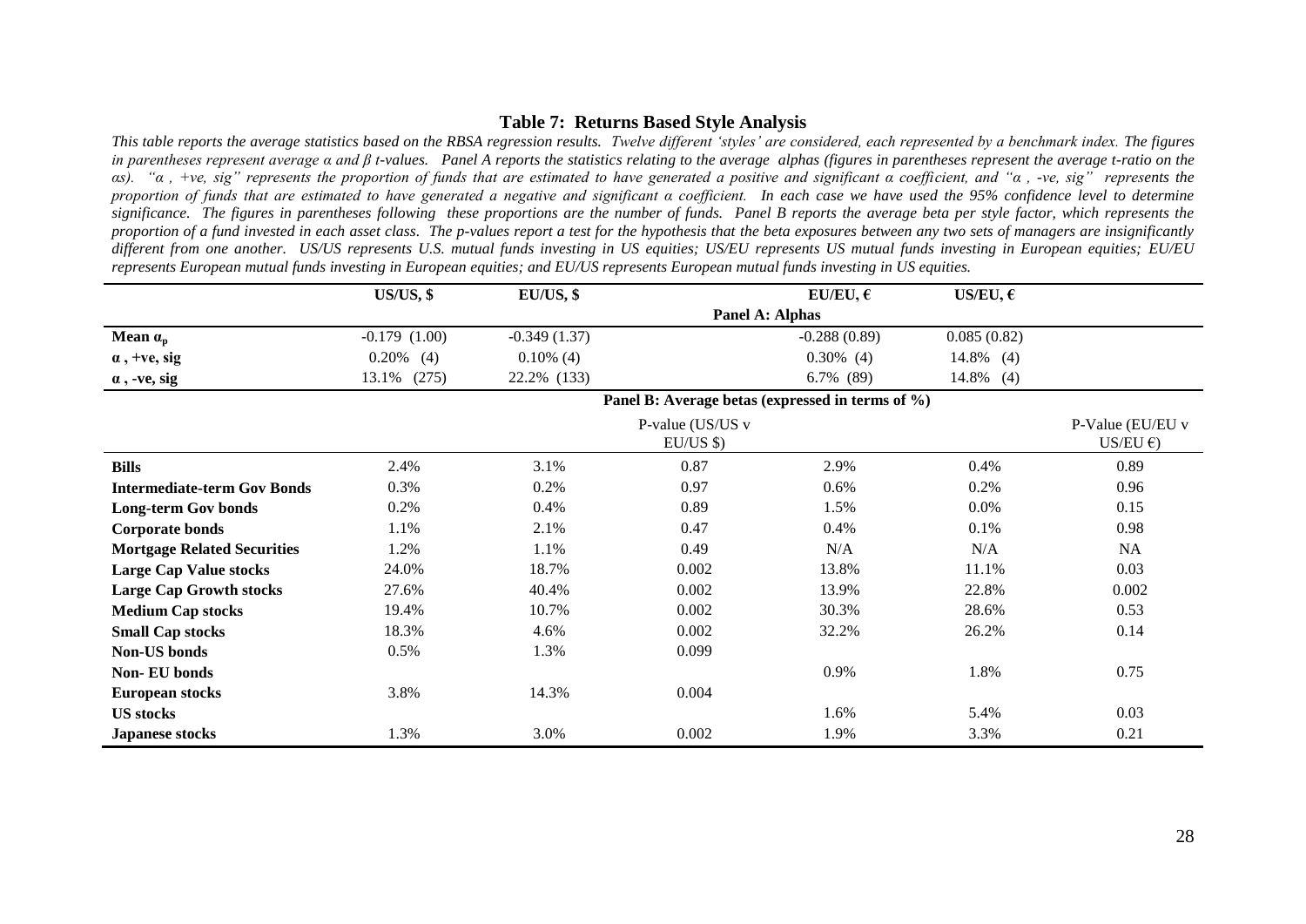## Table 7: Returns Based Style Analysis

*This table reports the average statistics based on the RBSA regression results. Twelve different 'styles' are considered, each represented by a benchmark index. The figures in parentheses represent average α and β t-values. Panel A reports the statistics relating to the average alphas (figures in parentheses represent the average t-ratio on the αs). "α , +ve, sig" represents the proportion of funds that are estimated to have generated a positive and significant α coefficient, and "α , -ve, sig" represents the proportion of funds that are estimated to have generated a negative and significant α coefficient. In each case we have used the 95% confidence level to determine significance. The figures in parentheses following these proportions are the number of funds. Panel B reports the average beta per style factor, which represents the proportion of a fund invested in each asset class. The p-values report a test for the hypothesis that the beta exposures between any two sets of managers are insignificantly different from one another. US/US represents U.S. mutual funds investing in US equities; US/EU represents US mutual funds investing in European equities; EU/EU represents European mutual funds investing in European equities; and EU/US represents European mutual funds investing in US equities.*

| | US/US, \$ | EU/US, \$ | | EU/EU, € | US/EU, € | |
|---|---|---|---|---|---|---|
| | | | **Panel A: Alphas** | | | |
| **Mean $\alpha_p$** | -0.179 (1.00) | -0.349 (1.37) | | -0.288 (0.89) | 0.085 (0.82) | |
| **α , +ve, sig** | 0.20% (4) | 0.10% (4) | | 0.30% (4) | 14.8% (4) | |
| **α , -ve, sig** | 13.1% (275) | 22.2% (133) | | 6.7% (89) | 14.8% (4) | |
| | | | **Panel B: Average betas (expressed in terms of %)** | | | |
| | | | P-value (US/US v EU/US \$) | | | P-Value (EU/EU v US/EU €) |
| **Bills** | 2.4% | 3.1% | 0.87 | 2.9% | 0.4% | 0.89 |
| **Intermediate-term Gov Bonds** | 0.3% | 0.2% | 0.97 | 0.6% | 0.2% | 0.96 |
| **Long-term Gov bonds** | 0.2% | 0.4% | 0.89 | 1.5% | 0.0% | 0.15 |
| **Corporate bonds** | 1.1% | 2.1% | 0.47 | 0.4% | 0.1% | 0.98 |
| **Mortgage Related Securities** | 1.2% | 1.1% | 0.49 | N/A | N/A | NA |
| **Large Cap Value stocks** | 24.0% | 18.7% | 0.002 | 13.8% | 11.1% | 0.03 |
| **Large Cap Growth stocks** | 27.6% | 40.4% | 0.002 | 13.9% | 22.8% | 0.002 |
| **Medium Cap stocks** | 19.4% | 10.7% | 0.002 | 30.3% | 28.6% | 0.53 |
| **Small Cap stocks** | 18.3% | 4.6% | 0.002 | 32.2% | 26.2% | 0.14 |
| **Non-US bonds** | 0.5% | 1.3% | 0.099 | | | |
| **Non- EU bonds** | | | | 0.9% | 1.8% | 0.75 |
| **European stocks** | 3.8% | 14.3% | 0.004 | | | |
| **US stocks** | | | | 1.6% | 5.4% | 0.03 |
| **Japanese stocks** | 1.3% | 3.0% | 0.002 | 1.9% | 3.3% | 0.21 |